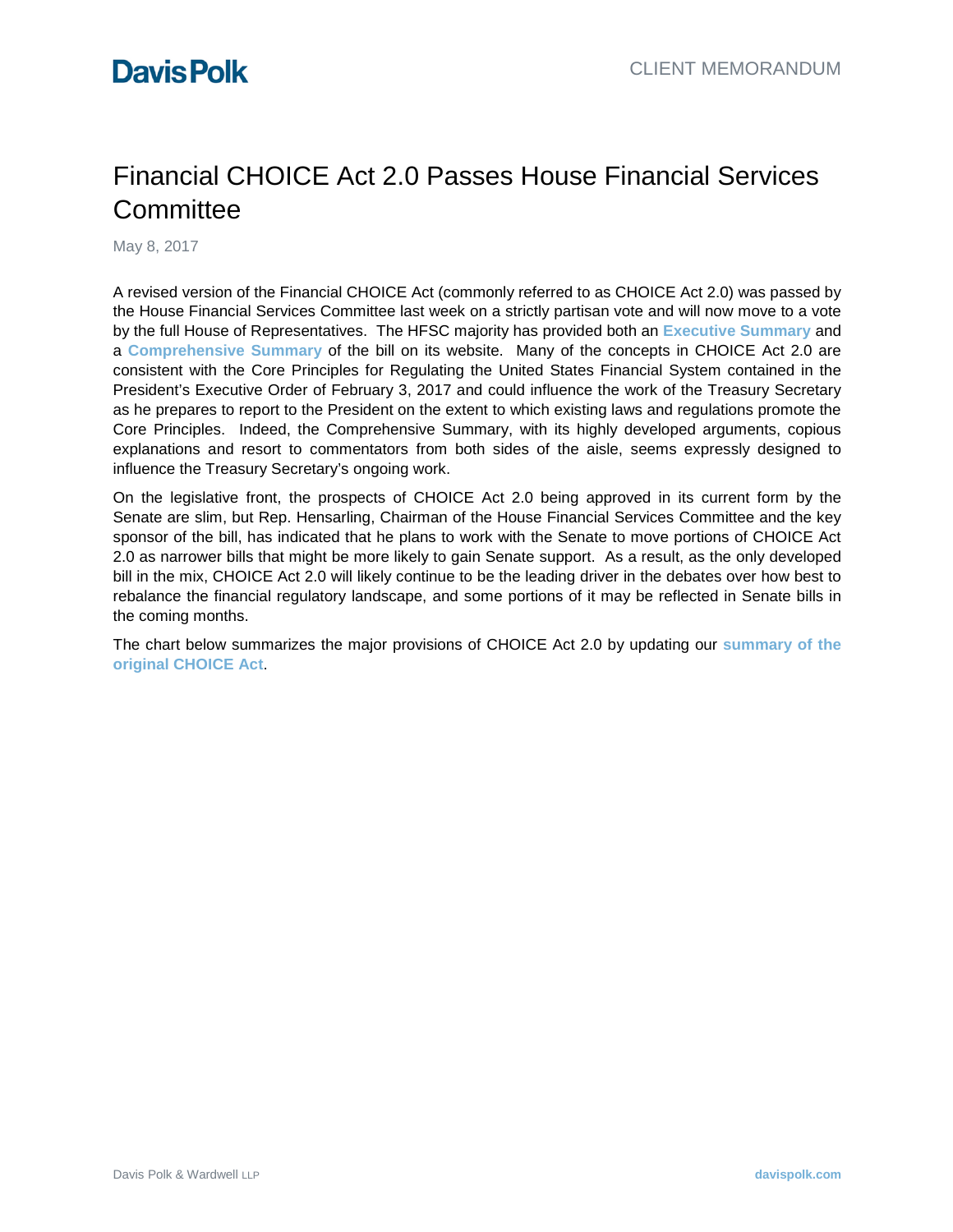Davis Polk

CLIENT MEMORANDUM

# Financial CHOICE Act 2.0 Passes House Financial Services Committee

May 8, 2017

A revised version of the Financial CHOICE Act (commonly referred to as CHOICE Act 2.0) was passed by the House Financial Services Committee last week on a strictly partisan vote and will now move to a vote by the full House of Representatives. The HFSC majority has provided both an **Executive Summary** and a **Comprehensive Summary** of the bill on its website. Many of the concepts in CHOICE Act 2.0 are consistent with the Core Principles for Regulating the United States Financial System contained in the President's Executive Order of February 3, 2017 and could influence the work of the Treasury Secretary as he prepares to report to the President on the extent to which existing laws and regulations promote the Core Principles. Indeed, the Comprehensive Summary, with its highly developed arguments, copious explanations and resort to commentators from both sides of the aisle, seems expressly designed to influence the Treasury Secretary's ongoing work.

On the legislative front, the prospects of CHOICE Act 2.0 being approved in its current form by the Senate are slim, but Rep. Hensarling, Chairman of the House Financial Services Committee and the key sponsor of the bill, has indicated that he plans to work with the Senate to move portions of CHOICE Act 2.0 as narrower bills that might be more likely to gain Senate support. As a result, as the only developed bill in the mix, CHOICE Act 2.0 will likely continue to be the leading driver in the debates over how best to rebalance the financial regulatory landscape, and some portions of it may be reflected in Senate bills in the coming months.

The chart below summarizes the major provisions of CHOICE Act 2.0 by updating our **summary of the original CHOICE Act**.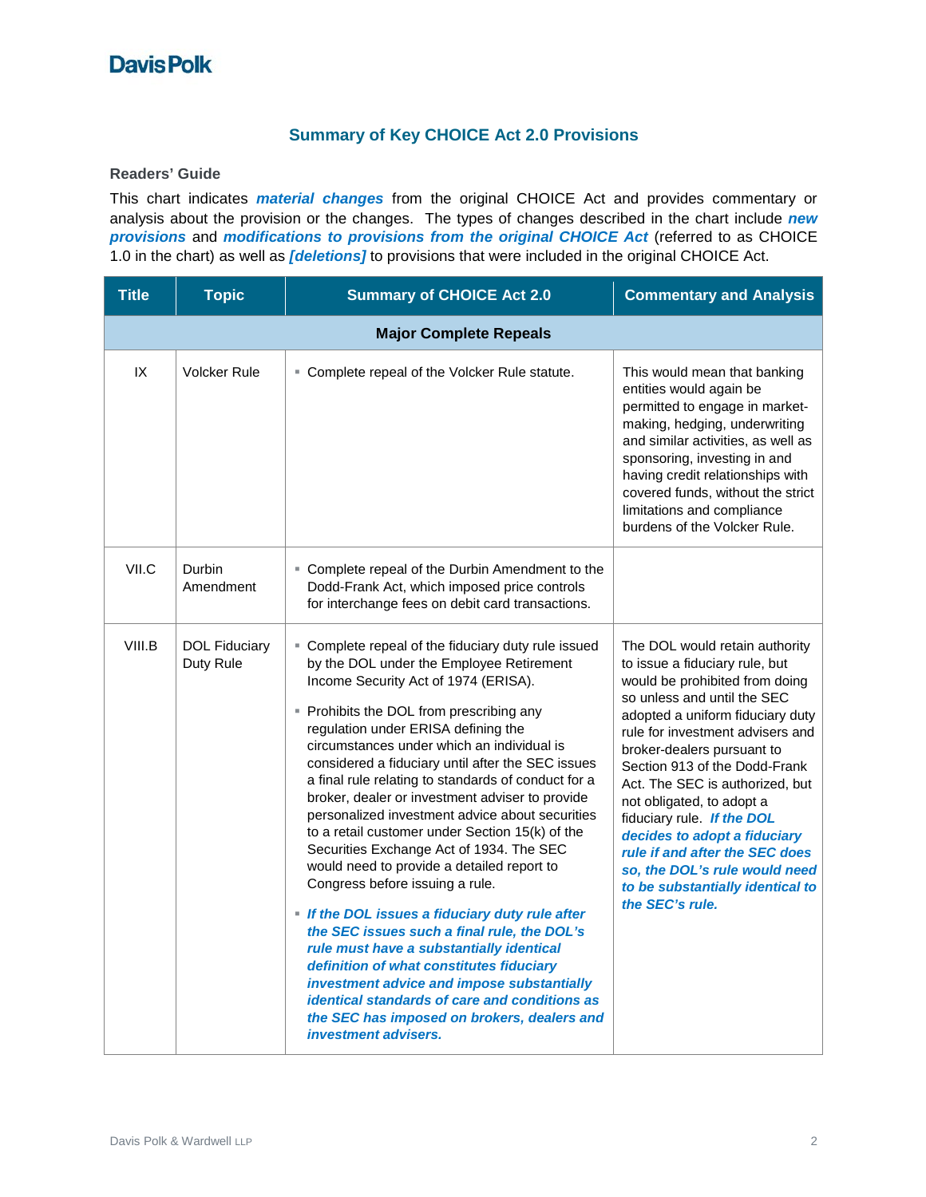## Summary of Key CHOICE Act 2.0 Provisions

**Readers' Guide**

This chart indicates ***material changes*** from the original CHOICE Act and provides commentary or analysis about the provision or the changes. The types of changes described in the chart include ***new provisions*** and ***modifications to provisions from the original CHOICE Act*** (referred to as CHOICE 1.0 in the chart) as well as ***[deletions]*** to provisions that were included in the original CHOICE Act.

| Title | Topic | Summary of CHOICE Act 2.0 | Commentary and Analysis |
|---|---|---|---|
| **Major Complete Repeals** | | | |
| IX | Volcker Rule | ▪ Complete repeal of the Volcker Rule statute. | This would mean that banking entities would again be permitted to engage in market-making, hedging, underwriting and similar activities, as well as sponsoring, investing in and having credit relationships with covered funds, without the strict limitations and compliance burdens of the Volcker Rule. |
| VII.C | Durbin Amendment | ▪ Complete repeal of the Durbin Amendment to the Dodd-Frank Act, which imposed price controls for interchange fees on debit card transactions. | |
| VIII.B | DOL Fiduciary Duty Rule | ▪ Complete repeal of the fiduciary duty rule issued by the DOL under the Employee Retirement Income Security Act of 1974 (ERISA).<br>▪ Prohibits the DOL from prescribing any regulation under ERISA defining the circumstances under which an individual is considered a fiduciary until after the SEC issues a final rule relating to standards of conduct for a broker, dealer or investment adviser to provide personalized investment advice about securities to a retail customer under Section 15(k) of the Securities Exchange Act of 1934. The SEC would need to provide a detailed report to Congress before issuing a rule.<br>▪ ***If the DOL issues a fiduciary duty rule after the SEC issues such a final rule, the DOL's rule must have a substantially identical definition of what constitutes fiduciary investment advice and impose substantially identical standards of care and conditions as the SEC has imposed on brokers, dealers and investment advisers.*** | The DOL would retain authority to issue a fiduciary rule, but would be prohibited from doing so unless and until the SEC adopted a uniform fiduciary duty rule for investment advisers and broker-dealers pursuant to Section 913 of the Dodd-Frank Act. The SEC is authorized, but not obligated, to adopt a fiduciary rule. ***If the DOL decides to adopt a fiduciary rule if and after the SEC does so, the DOL's rule would need to be substantially identical to the SEC's rule.*** |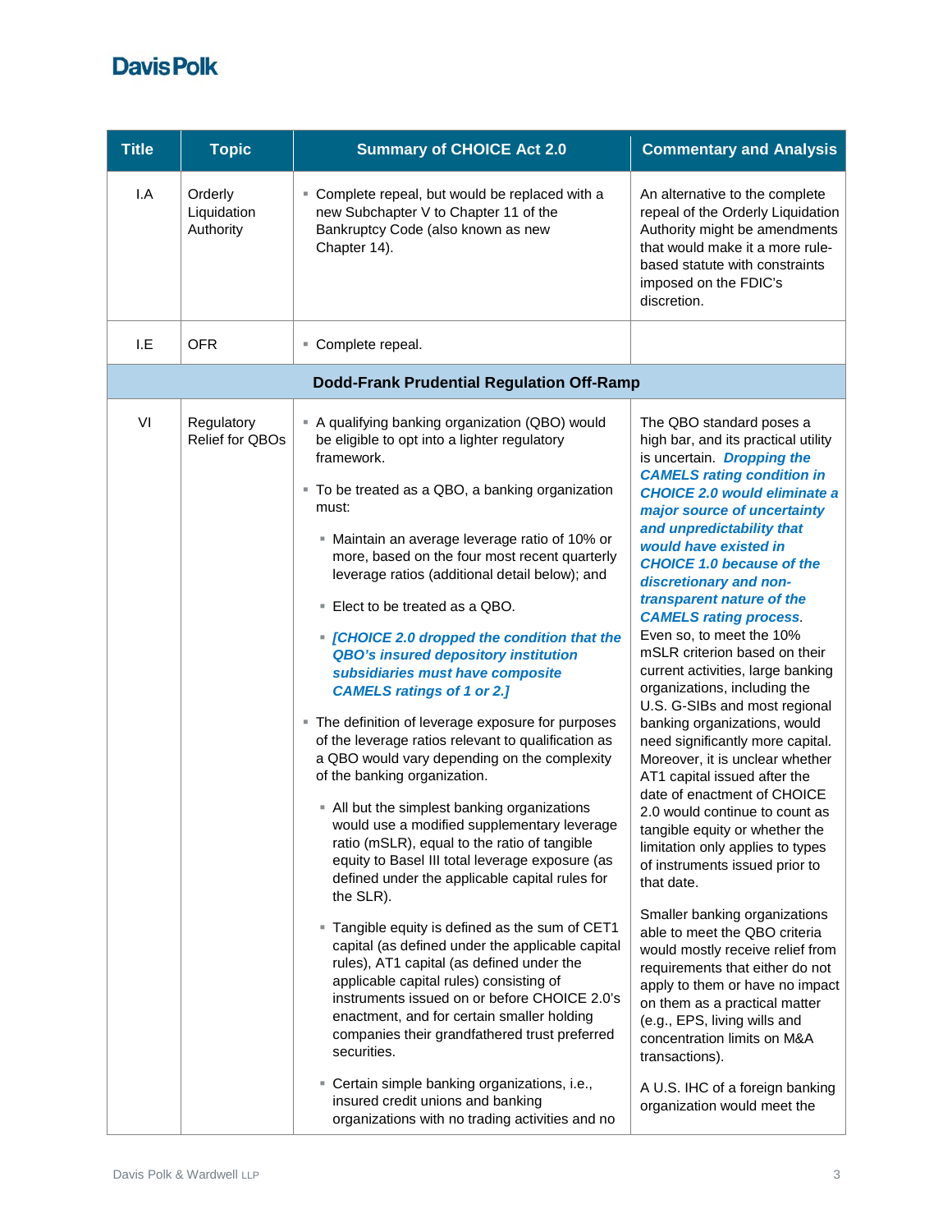| Title | Topic | Summary of CHOICE Act 2.0 | Commentary and Analysis |
|---|---|---|---|
| I.A | Orderly Liquidation Authority | ▪ Complete repeal, but would be replaced with a new Subchapter V to Chapter 11 of the Bankruptcy Code (also known as new Chapter 14). | An alternative to the complete repeal of the Orderly Liquidation Authority might be amendments that would make it a more rule-based statute with constraints imposed on the FDIC's discretion. |
| I.E | OFR | ▪ Complete repeal. | |
| **Dodd-Frank Prudential Regulation Off-Ramp** | | | |
| VI | Regulatory Relief for QBOs | ▪ A qualifying banking organization (QBO) would be eligible to opt into a lighter regulatory framework.<br><br>▪ To be treated as a QBO, a banking organization must:<br><br>▪ Maintain an average leverage ratio of 10% or more, based on the four most recent quarterly leverage ratios (additional detail below); and<br><br>▪ Elect to be treated as a QBO.<br><br>▪ ***[CHOICE 2.0 dropped the condition that the QBO's insured depository institution subsidiaries must have composite CAMELS ratings of 1 or 2.]***<br><br>▪ The definition of leverage exposure for purposes of the leverage ratios relevant to qualification as a QBO would vary depending on the complexity of the banking organization.<br><br>▪ All but the simplest banking organizations would use a modified supplementary leverage ratio (mSLR), equal to the ratio of tangible equity to Basel III total leverage exposure (as defined under the applicable capital rules for the SLR).<br><br>▪ Tangible equity is defined as the sum of CET1 capital (as defined under the applicable capital rules), AT1 capital (as defined under the applicable capital rules) consisting of instruments issued on or before CHOICE 2.0's enactment, and for certain smaller holding companies their grandfathered trust preferred securities.<br><br>▪ Certain simple banking organizations, i.e., insured credit unions and banking organizations with no trading activities and no | The QBO standard poses a high bar, and its practical utility is uncertain. ***Dropping the CAMELS rating condition in CHOICE 2.0 would eliminate a major source of uncertainty and unpredictability that would have existed in CHOICE 1.0 because of the discretionary and non-transparent nature of the CAMELS rating process.*** Even so, to meet the 10% mSLR criterion based on their current activities, large banking organizations, including the U.S. G-SIBs and most regional banking organizations, would need significantly more capital. Moreover, it is unclear whether AT1 capital issued after the date of enactment of CHOICE 2.0 would continue to count as tangible equity or whether the limitation only applies to types of instruments issued prior to that date.<br><br>Smaller banking organizations able to meet the QBO criteria would mostly receive relief from requirements that either do not apply to them or have no impact on them as a practical matter (e.g., EPS, living wills and concentration limits on M&A transactions).<br><br>A U.S. IHC of a foreign banking organization would meet the |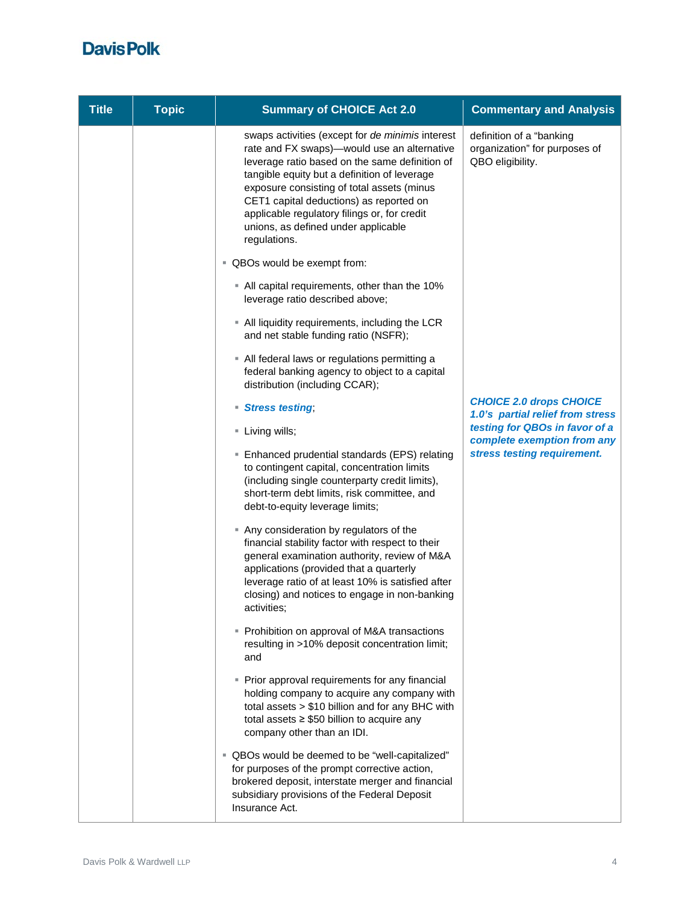| Title | Topic | Summary of CHOICE Act 2.0 | Commentary and Analysis |
|---|---|---|---|
| | | swaps activities (except for *de minimis* interest rate and FX swaps)—would use an alternative leverage ratio based on the same definition of tangible equity but a definition of leverage exposure consisting of total assets (minus CET1 capital deductions) as reported on applicable regulatory filings or, for credit unions, as defined under applicable regulations.<br><br>▪ QBOs would be exempt from:<br>▪ All capital requirements, other than the 10% leverage ratio described above;<br>▪ All liquidity requirements, including the LCR and net stable funding ratio (NSFR);<br>▪ All federal laws or regulations permitting a federal banking agency to object to a capital distribution (including CCAR);<br>▪ ***Stress testing***;<br>▪ Living wills;<br>▪ Enhanced prudential standards (EPS) relating to contingent capital, concentration limits (including single counterparty credit limits), short-term debt limits, risk committee, and debt-to-equity leverage limits;<br>▪ Any consideration by regulators of the financial stability factor with respect to their general examination authority, review of M&A applications (provided that a quarterly leverage ratio of at least 10% is satisfied after closing) and notices to engage in non-banking activities;<br>▪ Prohibition on approval of M&A transactions resulting in >10% deposit concentration limit; and<br>▪ Prior approval requirements for any financial holding company to acquire any company with total assets > $10 billion and for any BHC with total assets ≥ $50 billion to acquire any company other than an IDI.<br><br>▪ QBOs would be deemed to be "well-capitalized" for purposes of the prompt corrective action, brokered deposit, interstate merger and financial subsidiary provisions of the Federal Deposit Insurance Act. | definition of a "banking organization" for purposes of QBO eligibility.<br><br>***CHOICE 2.0 drops CHOICE 1.0's partial relief from stress testing for QBOs in favor of a complete exemption from any stress testing requirement.*** |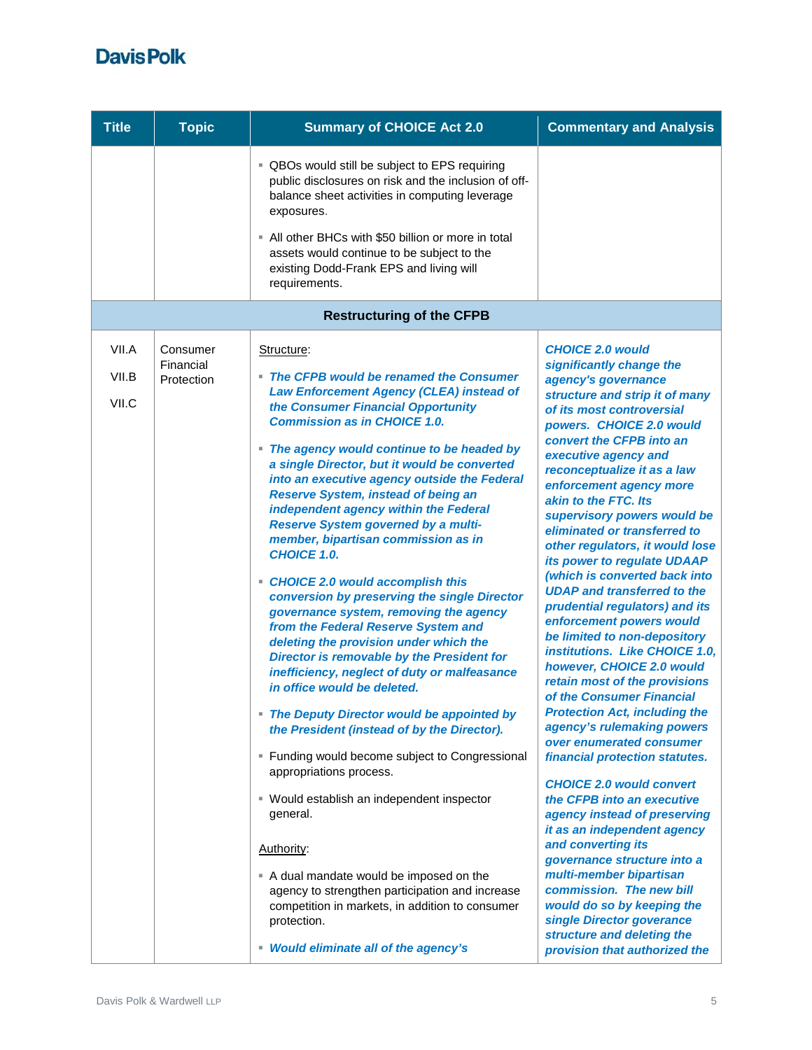| Title | Topic | Summary of CHOICE Act 2.0 | Commentary and Analysis |
|---|---|---|---|
| | | ▪ QBOs would still be subject to EPS requiring public disclosures on risk and the inclusion of off-balance sheet activities in computing leverage exposures.<br><br>▪ All other BHCs with $50 billion or more in total assets would continue to be subject to the existing Dodd-Frank EPS and living will requirements. | |
| **Restructuring of the CFPB** | | | |
| VII.A<br><br>VII.B<br><br>VII.C | Consumer Financial Protection | <u>Structure</u>:<br><br>▪ ***The CFPB would be renamed the Consumer Law Enforcement Agency (CLEA) instead of the Consumer Financial Opportunity Commission as in CHOICE 1.0.***<br><br>▪ ***The agency would continue to be headed by a single Director, but it would be converted into an executive agency outside the Federal Reserve System, instead of being an independent agency within the Federal Reserve System governed by a multi-member, bipartisan commission as in CHOICE 1.0.***<br><br>▪ ***CHOICE 2.0 would accomplish this conversion by preserving the single Director governance system, removing the agency from the Federal Reserve System and deleting the provision under which the Director is removable by the President for inefficiency, neglect of duty or malfeasance in office would be deleted.***<br><br>▪ ***The Deputy Director would be appointed by the President (instead of by the Director).***<br><br>▪ Funding would become subject to Congressional appropriations process.<br><br>▪ Would establish an independent inspector general.<br><br><u>Authority</u>:<br><br>▪ A dual mandate would be imposed on the agency to strengthen participation and increase competition in markets, in addition to consumer protection.<br><br>▪ ***Would eliminate all of the agency's*** | ***CHOICE 2.0 would significantly change the agency's governance structure and strip it of many of its most controversial powers. CHOICE 2.0 would convert the CFPB into an executive agency and reconceptualize it as a law enforcement agency more akin to the FTC. Its supervisory powers would be eliminated or transferred to other regulators, it would lose its power to regulate UDAAP (which is converted back into UDAP and transferred to the prudential regulators) and its enforcement powers would be limited to non-depository institutions. Like CHOICE 1.0, however, CHOICE 2.0 would retain most of the provisions of the Consumer Financial Protection Act, including the agency's rulemaking powers over enumerated consumer financial protection statutes.***<br><br>***CHOICE 2.0 would convert the CFPB into an executive agency instead of preserving it as an independent agency and converting its governance structure into a multi-member bipartisan commission. The new bill would do so by keeping the single Director goverance structure and deleting the provision that authorized the*** |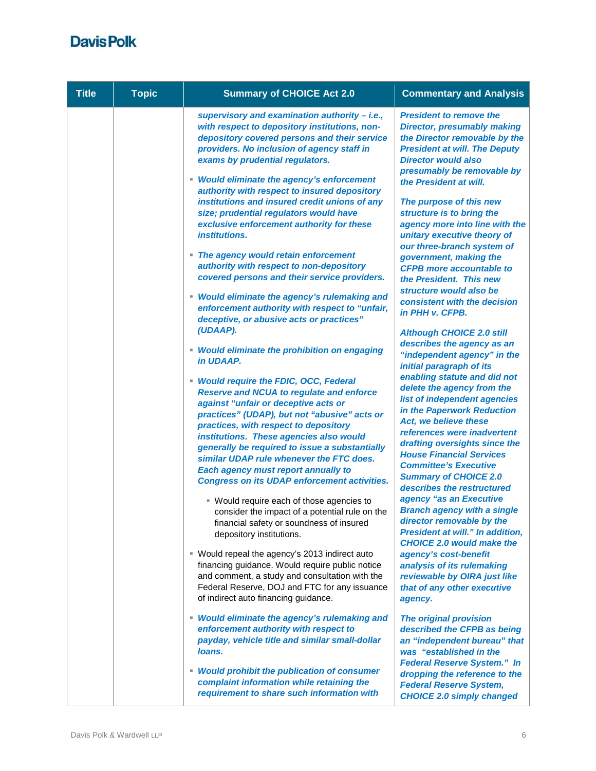| Title | Topic | Summary of CHOICE Act 2.0 | Commentary and Analysis |
|---|---|---|---|
| | | ***supervisory and examination authority – i.e., with respect to depository institutions, non-depository covered persons and their service providers. No inclusion of agency staff in exams by prudential regulators.***<br><br>▪ ***Would eliminate the agency's enforcement authority with respect to insured depository institutions and insured credit unions of any size; prudential regulators would have exclusive enforcement authority for these institutions.***<br><br>▪ ***The agency would retain enforcement authority with respect to non-depository covered persons and their service providers.***<br><br>▪ ***Would eliminate the agency's rulemaking and enforcement authority with respect to "unfair, deceptive, or abusive acts or practices" (UDAAP).***<br><br>▪ ***Would eliminate the prohibition on engaging in UDAAP.***<br><br>▪ ***Would require the FDIC, OCC, Federal Reserve and NCUA to regulate and enforce against "unfair or deceptive acts or practices" (UDAP), but not "abusive" acts or practices, with respect to depository institutions. These agencies also would generally be required to issue a substantially similar UDAP rule whenever the FTC does. Each agency must report annually to Congress on its UDAP enforcement activities.***<br><br>▪ Would require each of those agencies to consider the impact of a potential rule on the financial safety or soundness of insured depository institutions.<br><br>▪ Would repeal the agency's 2013 indirect auto financing guidance. Would require public notice and comment, a study and consultation with the Federal Reserve, DOJ and FTC for any issuance of indirect auto financing guidance.<br><br>▪ ***Would eliminate the agency's rulemaking and enforcement authority with respect to payday, vehicle title and similar small-dollar loans.***<br><br>▪ ***Would prohibit the publication of consumer complaint information while retaining the requirement to share such information with*** | ***President to remove the Director, presumably making the Director removable by the President at will. The Deputy Director would also presumably be removable by the President at will.***<br><br>***The purpose of this new structure is to bring the agency more into line with the unitary executive theory of our three-branch system of government, making the CFPB more accountable to the President. This new structure would also be consistent with the decision in PHH v. CFPB.***<br><br>***Although CHOICE 2.0 still describes the agency as an "independent agency" in the initial paragraph of its enabling statute and did not delete the agency from the list of independent agencies in the Paperwork Reduction Act, we believe these references were inadvertent drafting oversights since the House Financial Services Committee's Executive Summary of CHOICE 2.0 describes the restructured agency "as an Executive Branch agency with a single director removable by the President at will." In addition, CHOICE 2.0 would make the agency's cost-benefit analysis of its rulemaking reviewable by OIRA just like that of any other executive agency.***<br><br>***The original provision described the CFPB as being an "independent bureau" that was "established in the Federal Reserve System." In dropping the reference to the Federal Reserve System, CHOICE 2.0 simply changed*** |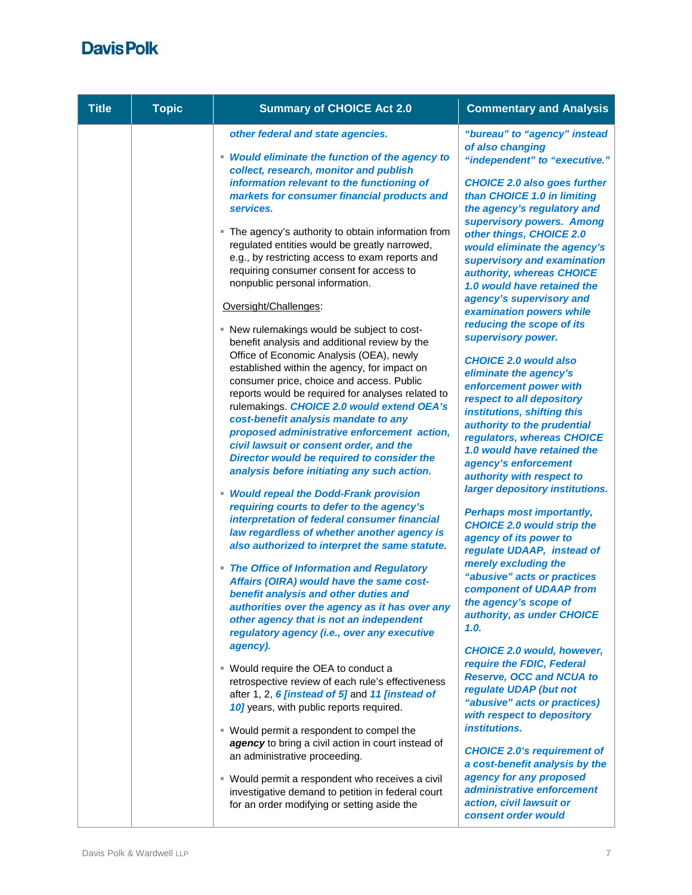| Title | Topic | Summary of CHOICE Act 2.0 | Commentary and Analysis |
|---|---|---|---|
| | | ***other federal and state agencies.***<br><br>▪ ***Would eliminate the function of the agency to collect, research, monitor and publish information relevant to the functioning of markets for consumer financial products and services.***<br><br>▪ The agency's authority to obtain information from regulated entities would be greatly narrowed, e.g., by restricting access to exam reports and requiring consumer consent for access to nonpublic personal information.<br><br><u>Oversight/Challenges</u>:<br><br>▪ New rulemakings would be subject to cost-benefit analysis and additional review by the Office of Economic Analysis (OEA), newly established within the agency, for impact on consumer price, choice and access. Public reports would be required for analyses related to rulemakings. ***CHOICE 2.0 would extend OEA's cost-benefit analysis mandate to any proposed administrative enforcement action, civil lawsuit or consent order, and the Director would be required to consider the analysis before initiating any such action.***<br><br>▪ ***Would repeal the Dodd-Frank provision requiring courts to defer to the agency's interpretation of federal consumer financial law regardless of whether another agency is also authorized to interpret the same statute.***<br><br>▪ ***The Office of Information and Regulatory Affairs (OIRA) would have the same cost-benefit analysis and other duties and authorities over the agency as it has over any other agency that is not an independent regulatory agency (i.e., over any executive agency).***<br><br>▪ Would require the OEA to conduct a retrospective review of each rule's effectiveness after 1, 2, ***6 [instead of 5]*** and ***11 [instead of 10]*** years, with public reports required.<br><br>▪ Would permit a respondent to compel the ***agency*** to bring a civil action in court instead of an administrative proceeding.<br><br>▪ Would permit a respondent who receives a civil investigative demand to petition in federal court for an order modifying or setting aside the | ***"bureau" to "agency" instead of also changing "independent" to "executive."***<br><br>***CHOICE 2.0 also goes further than CHOICE 1.0 in limiting the agency's regulatory and supervisory powers. Among other things, CHOICE 2.0 would eliminate the agency's supervisory and examination authority, whereas CHOICE 1.0 would have retained the agency's supervisory and examination powers while reducing the scope of its supervisory power.***<br><br>***CHOICE 2.0 would also eliminate the agency's enforcement power with respect to all depository institutions, shifting this authority to the prudential regulators, whereas CHOICE 1.0 would have retained the agency's enforcement authority with respect to larger depository institutions.***<br><br>***Perhaps most importantly, CHOICE 2.0 would strip the agency of its power to regulate UDAAP, instead of merely excluding the "abusive" acts or practices component of UDAAP from the agency's scope of authority, as under CHOICE 1.0.***<br><br>***CHOICE 2.0 would, however, require the FDIC, Federal Reserve, OCC and NCUA to regulate UDAP (but not "abusive" acts or practices) with respect to depository institutions.***<br><br>***CHOICE 2.0's requirement of a cost-benefit analysis by the agency for any proposed administrative enforcement action, civil lawsuit or consent order would*** |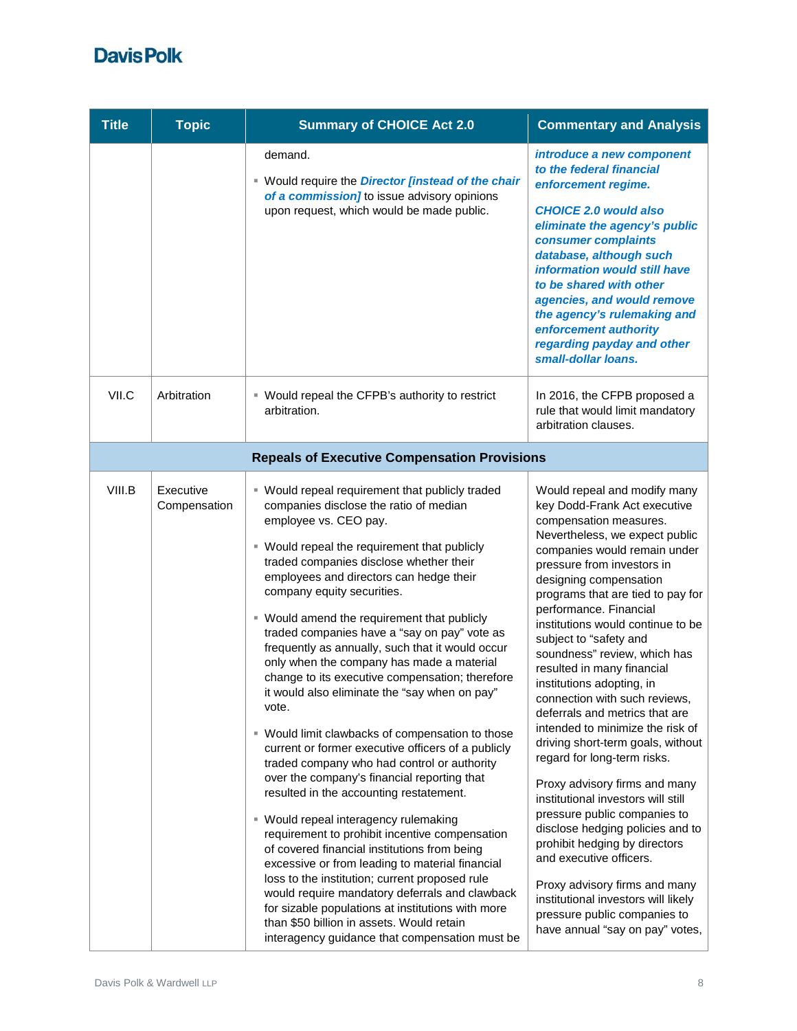| Title | Topic | Summary of CHOICE Act 2.0 | Commentary and Analysis |
|---|---|---|---|
| | | demand.<br><br>▪ Would require the ***Director [instead of the chair of a commission]*** to issue advisory opinions upon request, which would be made public. | ***introduce a new component to the federal financial enforcement regime.***<br><br>***CHOICE 2.0 would also eliminate the agency's public consumer complaints database, although such information would still have to be shared with other agencies, and would remove the agency's rulemaking and enforcement authority regarding payday and other small-dollar loans.*** |
| VII.C | Arbitration | ▪ Would repeal the CFPB's authority to restrict arbitration. | In 2016, the CFPB proposed a rule that would limit mandatory arbitration clauses. |
| **Repeals of Executive Compensation Provisions** | | | |
| VIII.B | Executive Compensation | ▪ Would repeal requirement that publicly traded companies disclose the ratio of median employee vs. CEO pay.<br><br>▪ Would repeal the requirement that publicly traded companies disclose whether their employees and directors can hedge their company equity securities.<br><br>▪ Would amend the requirement that publicly traded companies have a "say on pay" vote as frequently as annually, such that it would occur only when the company has made a material change to its executive compensation; therefore it would also eliminate the "say when on pay" vote.<br><br>▪ Would limit clawbacks of compensation to those current or former executive officers of a publicly traded company who had control or authority over the company's financial reporting that resulted in the accounting restatement.<br><br>▪ Would repeal interagency rulemaking requirement to prohibit incentive compensation of covered financial institutions from being excessive or from leading to material financial loss to the institution; current proposed rule would require mandatory deferrals and clawback for sizable populations at institutions with more than $50 billion in assets. Would retain interagency guidance that compensation must be | Would repeal and modify many key Dodd-Frank Act executive compensation measures. Nevertheless, we expect public companies would remain under pressure from investors in designing compensation programs that are tied to pay for performance. Financial institutions would continue to be subject to "safety and soundness" review, which has resulted in many financial institutions adopting, in connection with such reviews, deferrals and metrics that are intended to minimize the risk of driving short-term goals, without regard for long-term risks.<br><br>Proxy advisory firms and many institutional investors will still pressure public companies to disclose hedging policies and to prohibit hedging by directors and executive officers.<br><br>Proxy advisory firms and many institutional investors will likely pressure public companies to have annual "say on pay" votes, |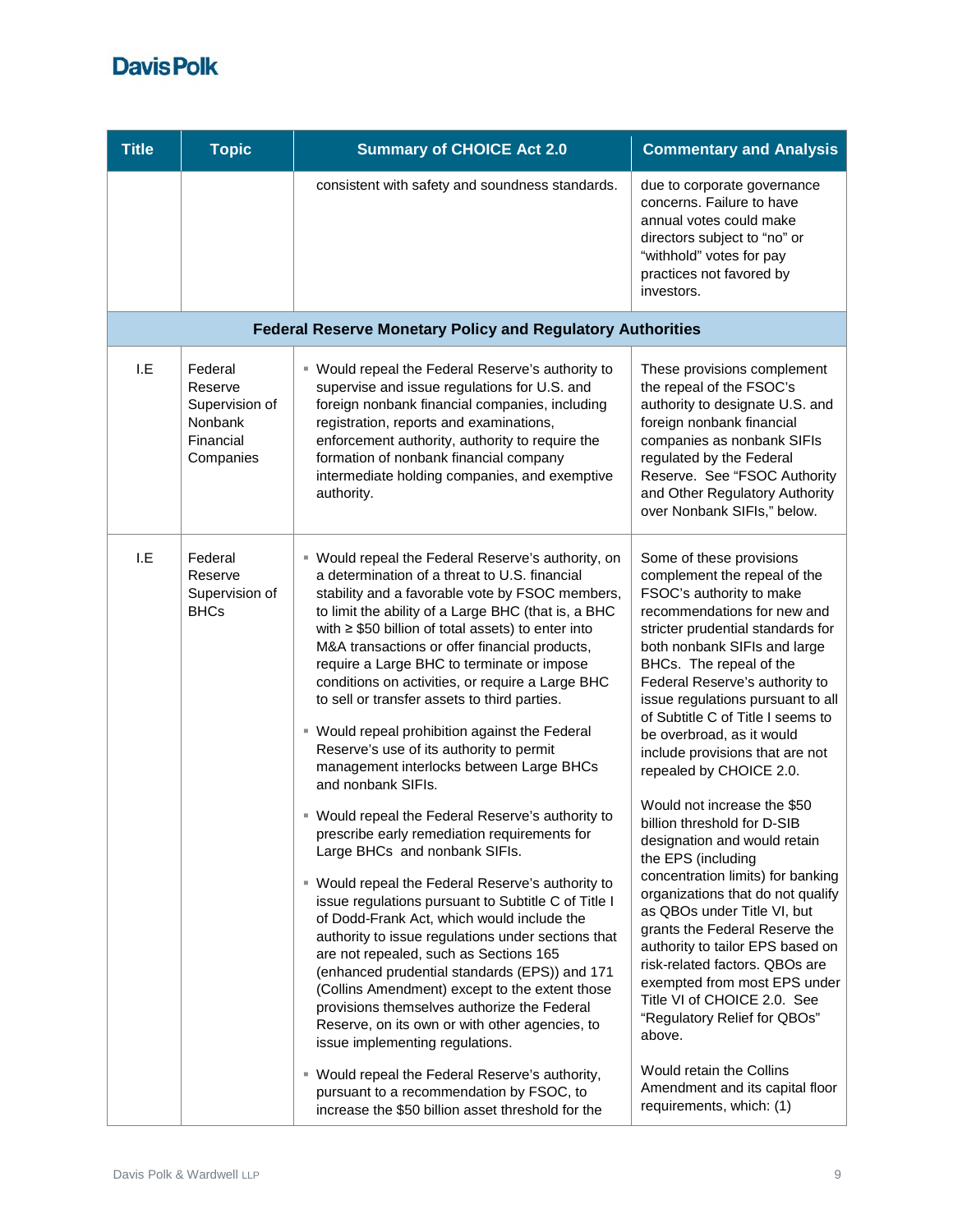| Title | Topic | Summary of CHOICE Act 2.0 | Commentary and Analysis |
|---|---|---|---|
| | | consistent with safety and soundness standards. | due to corporate governance concerns. Failure to have annual votes could make directors subject to "no" or "withhold" votes for pay practices not favored by investors. |
| **Federal Reserve Monetary Policy and Regulatory Authorities** | | | |
| I.E | Federal Reserve Supervision of Nonbank Financial Companies | ▪ Would repeal the Federal Reserve's authority to supervise and issue regulations for U.S. and foreign nonbank financial companies, including registration, reports and examinations, enforcement authority, authority to require the formation of nonbank financial company intermediate holding companies, and exemptive authority. | These provisions complement the repeal of the FSOC's authority to designate U.S. and foreign nonbank financial companies as nonbank SIFIs regulated by the Federal Reserve. See "FSOC Authority and Other Regulatory Authority over Nonbank SIFIs," below. |
| I.E | Federal Reserve Supervision of BHCs | ▪ Would repeal the Federal Reserve's authority, on a determination of a threat to U.S. financial stability and a favorable vote by FSOC members, to limit the ability of a Large BHC (that is, a BHC with ≥ $50 billion of total assets) to enter into M&A transactions or offer financial products, require a Large BHC to terminate or impose conditions on activities, or require a Large BHC to sell or transfer assets to third parties.<br><br>▪ Would repeal prohibition against the Federal Reserve's use of its authority to permit management interlocks between Large BHCs and nonbank SIFIs.<br><br>▪ Would repeal the Federal Reserve's authority to prescribe early remediation requirements for Large BHCs and nonbank SIFIs.<br><br>▪ Would repeal the Federal Reserve's authority to issue regulations pursuant to Subtitle C of Title I of Dodd-Frank Act, which would include the authority to issue regulations under sections that are not repealed, such as Sections 165 (enhanced prudential standards (EPS)) and 171 (Collins Amendment) except to the extent those provisions themselves authorize the Federal Reserve, on its own or with other agencies, to issue implementing regulations.<br><br>▪ Would repeal the Federal Reserve's authority, pursuant to a recommendation by FSOC, to increase the $50 billion asset threshold for the | Some of these provisions complement the repeal of the FSOC's authority to make recommendations for new and stricter prudential standards for both nonbank SIFIs and large BHCs. The repeal of the Federal Reserve's authority to issue regulations pursuant to all of Subtitle C of Title I seems to be overbroad, as it would include provisions that are not repealed by CHOICE 2.0.<br><br>Would not increase the $50 billion threshold for D-SIB designation and would retain the EPS (including concentration limits) for banking organizations that do not qualify as QBOs under Title VI, but grants the Federal Reserve the authority to tailor EPS based on risk-related factors. QBOs are exempted from most EPS under Title VI of CHOICE 2.0. See "Regulatory Relief for QBOs" above.<br><br>Would retain the Collins Amendment and its capital floor requirements, which: (1) |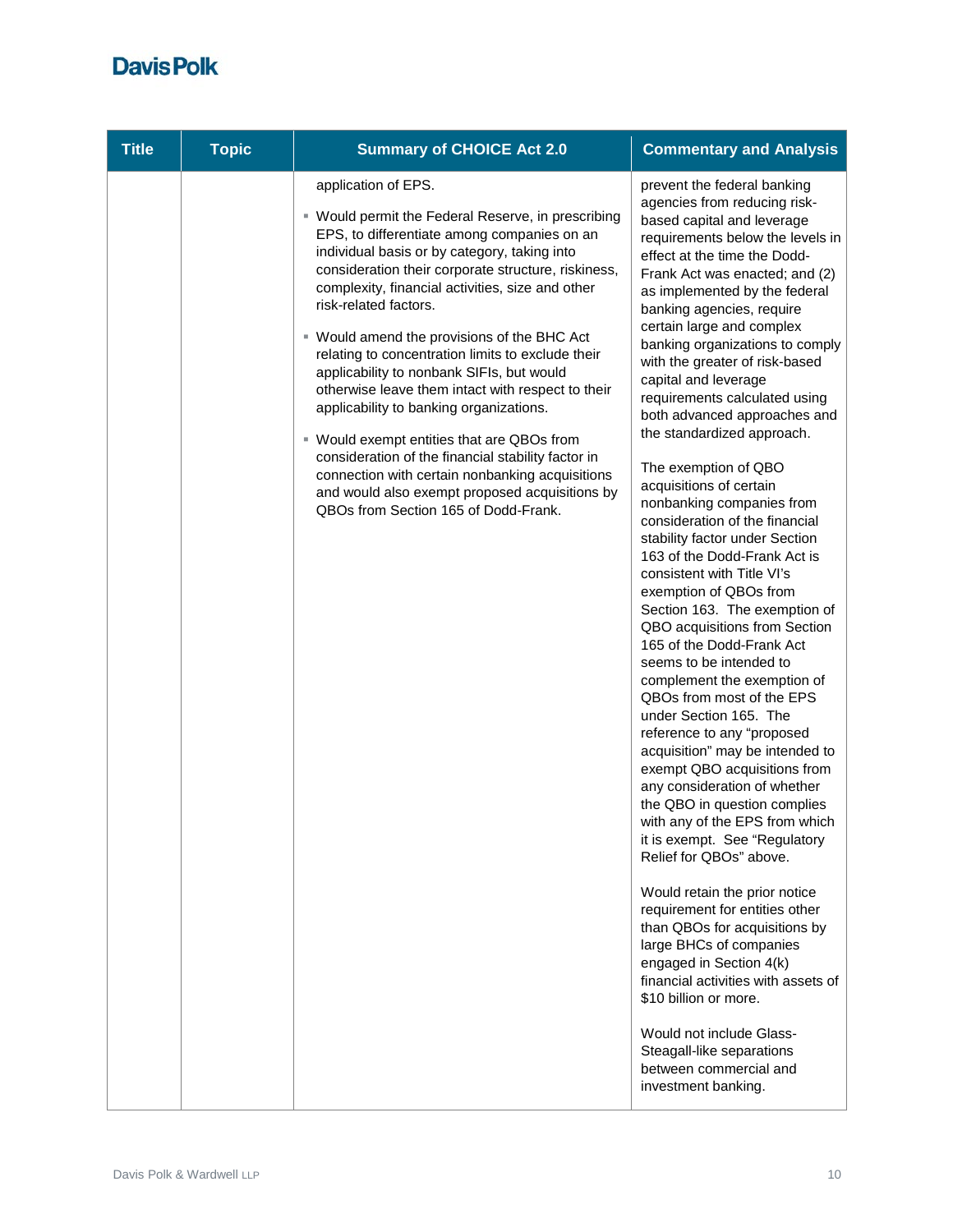| Title | Topic | Summary of CHOICE Act 2.0 | Commentary and Analysis |
|---|---|---|---|
| | | application of EPS.<br><br>▪ Would permit the Federal Reserve, in prescribing EPS, to differentiate among companies on an individual basis or by category, taking into consideration their corporate structure, riskiness, complexity, financial activities, size and other risk-related factors.<br><br>▪ Would amend the provisions of the BHC Act relating to concentration limits to exclude their applicability to nonbank SIFIs, but would otherwise leave them intact with respect to their applicability to banking organizations.<br><br>▪ Would exempt entities that are QBOs from consideration of the financial stability factor in connection with certain nonbanking acquisitions and would also exempt proposed acquisitions by QBOs from Section 165 of Dodd-Frank. | prevent the federal banking agencies from reducing risk-based capital and leverage requirements below the levels in effect at the time the Dodd-Frank Act was enacted; and (2) as implemented by the federal banking agencies, require certain large and complex banking organizations to comply with the greater of risk-based capital and leverage requirements calculated using both advanced approaches and the standardized approach.<br><br>The exemption of QBO acquisitions of certain nonbanking companies from consideration of the financial stability factor under Section 163 of the Dodd-Frank Act is consistent with Title VI's exemption of QBOs from Section 163. The exemption of QBO acquisitions from Section 165 of the Dodd-Frank Act seems to be intended to complement the exemption of QBOs from most of the EPS under Section 165. The reference to any "proposed acquisition" may be intended to exempt QBO acquisitions from any consideration of whether the QBO in question complies with any of the EPS from which it is exempt. See "Regulatory Relief for QBOs" above.<br><br>Would retain the prior notice requirement for entities other than QBOs for acquisitions by large BHCs of companies engaged in Section 4(k) financial activities with assets of $10 billion or more.<br><br>Would not include Glass-Steagall-like separations between commercial and investment banking. |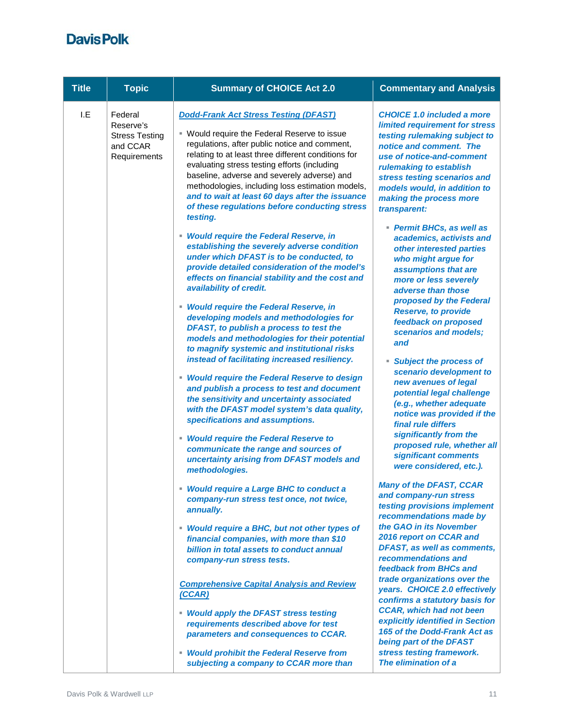| Title | Topic | Summary of CHOICE Act 2.0 | Commentary and Analysis |
|---|---|---|---|
| I.E | Federal Reserve's Stress Testing and CCAR Requirements | ***Dodd-Frank Act Stress Testing (DFAST)***<br><br>▪ Would require the Federal Reserve to issue regulations, after public notice and comment, relating to at least three different conditions for evaluating stress testing efforts (including baseline, adverse and severely adverse) and methodologies, including loss estimation models, ***and to wait at least 60 days after the issuance of these regulations before conducting stress testing.***<br><br>▪ ***Would require the Federal Reserve, in establishing the severely adverse condition under which DFAST is to be conducted, to provide detailed consideration of the model's effects on financial stability and the cost and availability of credit.***<br><br>▪ ***Would require the Federal Reserve, in developing models and methodologies for DFAST, to publish a process to test the models and methodologies for their potential to magnify systemic and institutional risks instead of facilitating increased resiliency.***<br><br>▪ ***Would require the Federal Reserve to design and publish a process to test and document the sensitivity and uncertainty associated with the DFAST model system's data quality, specifications and assumptions.***<br><br>▪ ***Would require the Federal Reserve to communicate the range and sources of uncertainty arising from DFAST models and methodologies.***<br><br>▪ ***Would require a Large BHC to conduct a company-run stress test once, not twice, annually.***<br><br>▪ ***Would require a BHC, but not other types of financial companies, with more than $10 billion in total assets to conduct annual company-run stress tests.***<br><br>***Comprehensive Capital Analysis and Review (CCAR)***<br><br>▪ ***Would apply the DFAST stress testing requirements described above for test parameters and consequences to CCAR.***<br><br>▪ ***Would prohibit the Federal Reserve from subjecting a company to CCAR more than*** | ***CHOICE 1.0 included a more limited requirement for stress testing rulemaking subject to notice and comment. The use of notice-and-comment rulemaking to establish stress testing scenarios and models would, in addition to making the process more transparent:***<br><br>▪ ***Permit BHCs, as well as academics, activists and other interested parties who might argue for assumptions that are more or less severely adverse than those proposed by the Federal Reserve, to provide feedback on proposed scenarios and models; and***<br><br>▪ ***Subject the process of scenario development to new avenues of legal potential legal challenge (e.g., whether adequate notice was provided if the final rule differs significantly from the proposed rule, whether all significant comments were considered, etc.).***<br><br>***Many of the DFAST, CCAR and company-run stress testing provisions implement recommendations made by the GAO in its November 2016 report on CCAR and DFAST, as well as comments, recommendations and feedback from BHCs and trade organizations over the years. CHOICE 2.0 effectively confirms a statutory basis for CCAR, which had not been explicitly identified in Section 165 of the Dodd-Frank Act as being part of the DFAST stress testing framework. The elimination of a*** |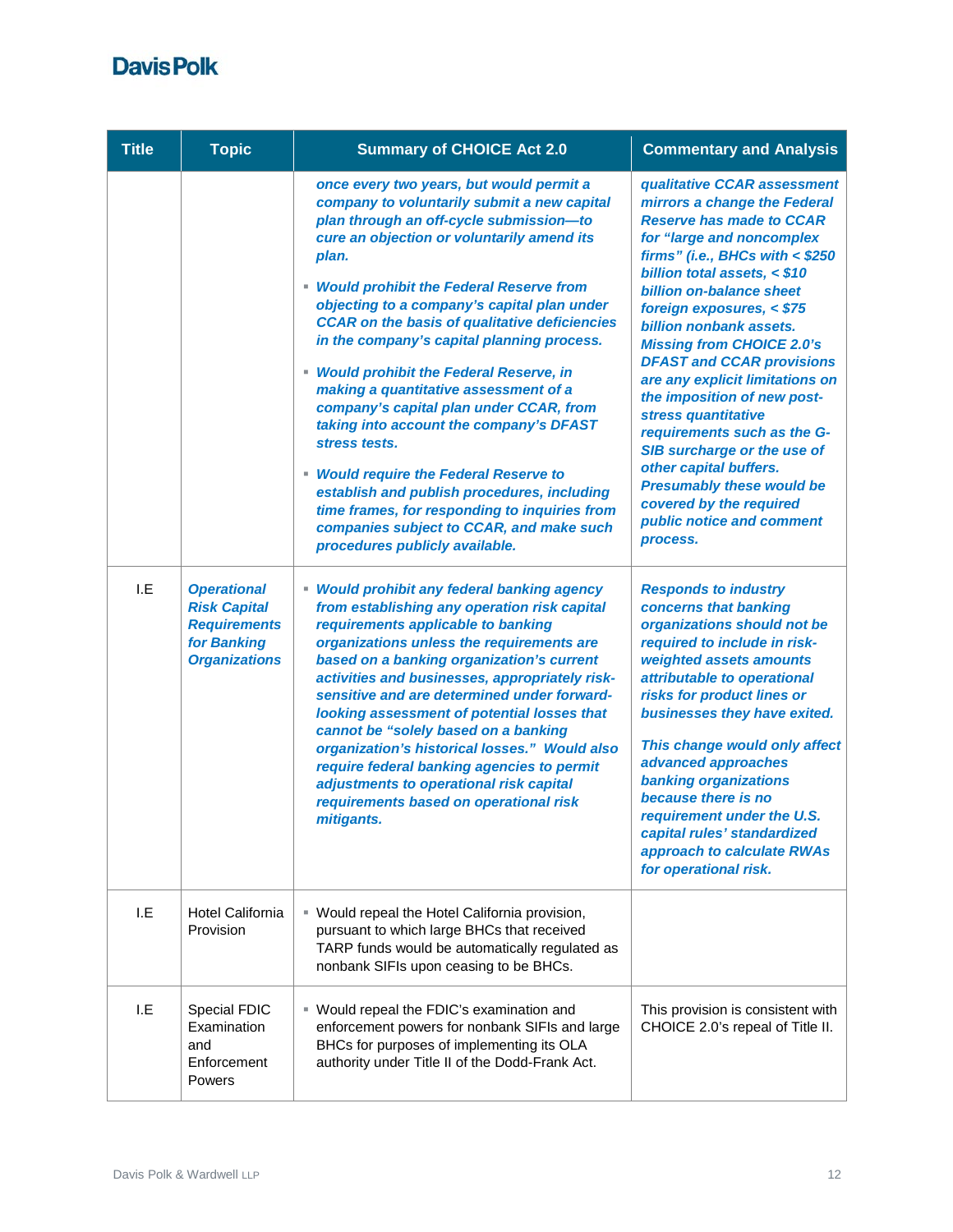| Title | Topic | Summary of CHOICE Act 2.0 | Commentary and Analysis |
|---|---|---|---|
| | | ***once every two years, but would permit a company to voluntarily submit a new capital plan through an off-cycle submission—to cure an objection or voluntarily amend its plan.***<br>▪ ***Would prohibit the Federal Reserve from objecting to a company's capital plan under CCAR on the basis of qualitative deficiencies in the company's capital planning process.***<br>▪ ***Would prohibit the Federal Reserve, in making a quantitative assessment of a company's capital plan under CCAR, from taking into account the company's DFAST stress tests.***<br>▪ ***Would require the Federal Reserve to establish and publish procedures, including time frames, for responding to inquiries from companies subject to CCAR, and make such procedures publicly available.*** | ***qualitative CCAR assessment mirrors a change the Federal Reserve has made to CCAR for "large and noncomplex firms" (i.e., BHCs with < $250 billion total assets, < $10 billion on-balance sheet foreign exposures, < $75 billion nonbank assets. Missing from CHOICE 2.0's DFAST and CCAR provisions are any explicit limitations on the imposition of new post-stress quantitative requirements such as the G-SIB surcharge or the use of other capital buffers. Presumably these would be covered by the required public notice and comment process.*** |
| I.E | ***Operational Risk Capital Requirements for Banking Organizations*** | ▪ ***Would prohibit any federal banking agency from establishing any operation risk capital requirements applicable to banking organizations unless the requirements are based on a banking organization's current activities and businesses, appropriately risk-sensitive and are determined under forward-looking assessment of potential losses that cannot be "solely based on a banking organization's historical losses." Would also require federal banking agencies to permit adjustments to operational risk capital requirements based on operational risk mitigants.*** | ***Responds to industry concerns that banking organizations should not be required to include in risk-weighted assets amounts attributable to operational risks for product lines or businesses they have exited.***<br><br>***This change would only affect advanced approaches banking organizations because there is no requirement under the U.S. capital rules' standardized approach to calculate RWAs for operational risk.*** |
| I.E | Hotel California Provision | ▪ Would repeal the Hotel California provision, pursuant to which large BHCs that received TARP funds would be automatically regulated as nonbank SIFIs upon ceasing to be BHCs. | |
| I.E | Special FDIC Examination and Enforcement Powers | ▪ Would repeal the FDIC's examination and enforcement powers for nonbank SIFIs and large BHCs for purposes of implementing its OLA authority under Title II of the Dodd-Frank Act. | This provision is consistent with CHOICE 2.0's repeal of Title II. |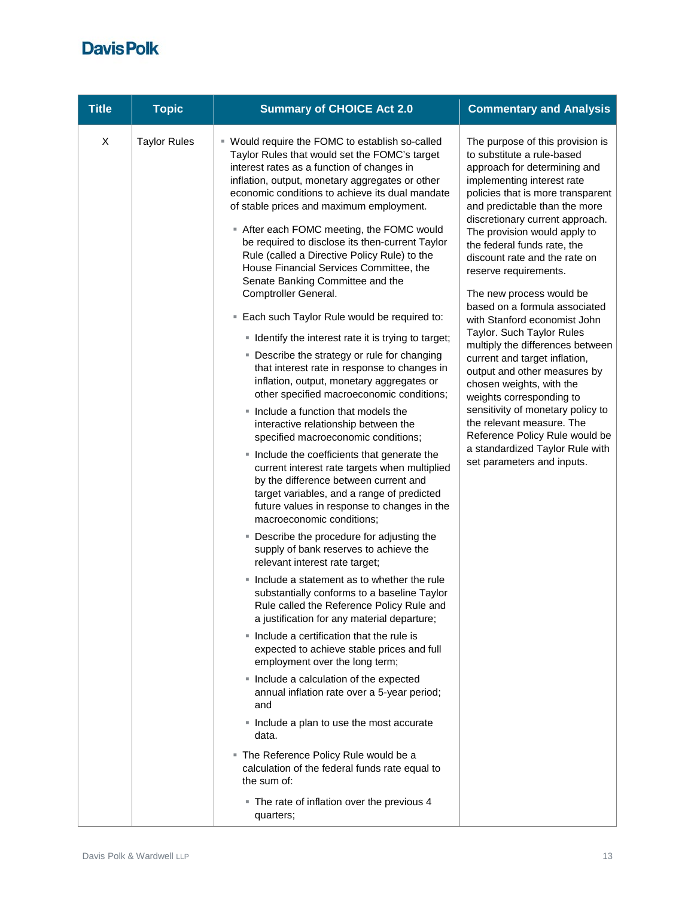| Title | Topic | Summary of CHOICE Act 2.0 | Commentary and Analysis |
|---|---|---|---|
| X | Taylor Rules | ▪ Would require the FOMC to establish so-called Taylor Rules that would set the FOMC's target interest rates as a function of changes in inflation, output, monetary aggregates or other economic conditions to achieve its dual mandate of stable prices and maximum employment.<br><br>▪ After each FOMC meeting, the FOMC would be required to disclose its then-current Taylor Rule (called a Directive Policy Rule) to the House Financial Services Committee, the Senate Banking Committee and the Comptroller General.<br><br>▪ Each such Taylor Rule would be required to:<br><br>▪ Identify the interest rate it is trying to target;<br><br>▪ Describe the strategy or rule for changing that interest rate in response to changes in inflation, output, monetary aggregates or other specified macroeconomic conditions;<br><br>▪ Include a function that models the interactive relationship between the specified macroeconomic conditions;<br><br>▪ Include the coefficients that generate the current interest rate targets when multiplied by the difference between current and target variables, and a range of predicted future values in response to changes in the macroeconomic conditions;<br><br>▪ Describe the procedure for adjusting the supply of bank reserves to achieve the relevant interest rate target;<br><br>▪ Include a statement as to whether the rule substantially conforms to a baseline Taylor Rule called the Reference Policy Rule and a justification for any material departure;<br><br>▪ Include a certification that the rule is expected to achieve stable prices and full employment over the long term;<br><br>▪ Include a calculation of the expected annual inflation rate over a 5-year period; and<br><br>▪ Include a plan to use the most accurate data.<br><br>▪ The Reference Policy Rule would be a calculation of the federal funds rate equal to the sum of:<br><br>▪ The rate of inflation over the previous 4 quarters; | The purpose of this provision is to substitute a rule-based approach for determining and implementing interest rate policies that is more transparent and predictable than the more discretionary current approach. The provision would apply to the federal funds rate, the discount rate and the rate on reserve requirements.<br><br>The new process would be based on a formula associated with Stanford economist John Taylor. Such Taylor Rules multiply the differences between current and target inflation, output and other measures by chosen weights, with the weights corresponding to sensitivity of monetary policy to the relevant measure. The Reference Policy Rule would be a standardized Taylor Rule with set parameters and inputs. |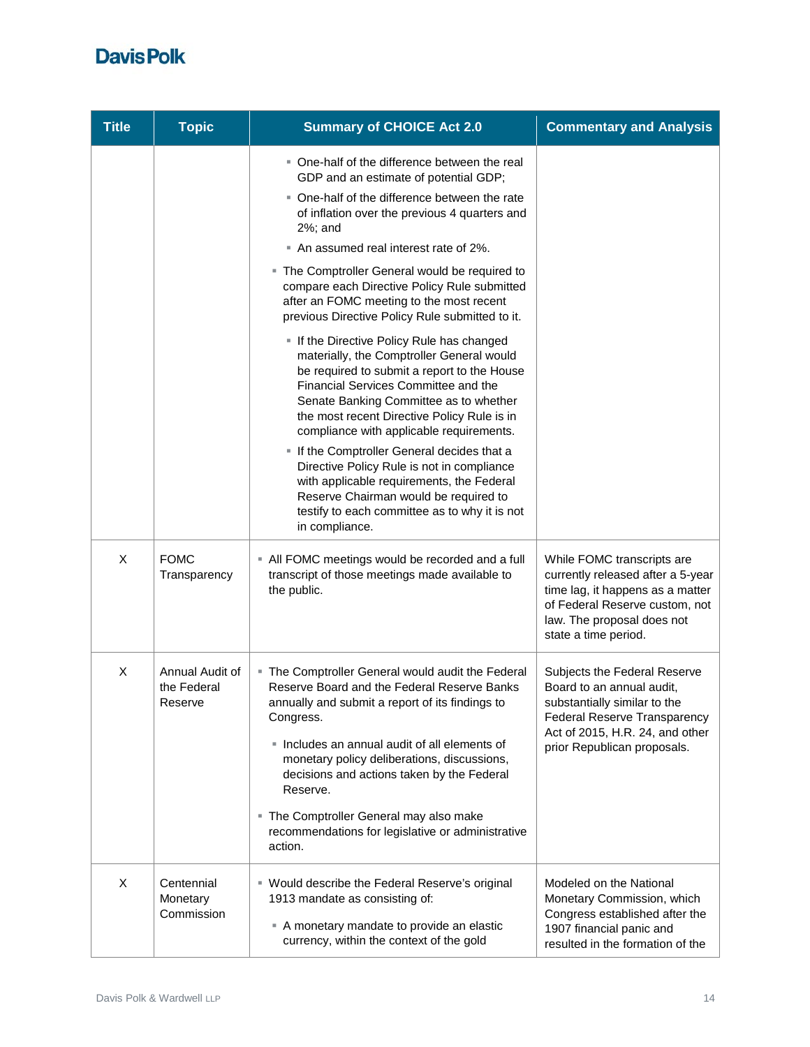| Title | Topic | Summary of CHOICE Act 2.0 | Commentary and Analysis |
|---|---|---|---|
| | | ▪ One-half of the difference between the real GDP and an estimate of potential GDP;<br>▪ One-half of the difference between the rate of inflation over the previous 4 quarters and 2%; and<br>▪ An assumed real interest rate of 2%.<br>▪ The Comptroller General would be required to compare each Directive Policy Rule submitted after an FOMC meeting to the most recent previous Directive Policy Rule submitted to it.<br>▪ If the Directive Policy Rule has changed materially, the Comptroller General would be required to submit a report to the House Financial Services Committee and the Senate Banking Committee as to whether the most recent Directive Policy Rule is in compliance with applicable requirements.<br>▪ If the Comptroller General decides that a Directive Policy Rule is not in compliance with applicable requirements, the Federal Reserve Chairman would be required to testify to each committee as to why it is not in compliance. | |
| X | FOMC Transparency | ▪ All FOMC meetings would be recorded and a full transcript of those meetings made available to the public. | While FOMC transcripts are currently released after a 5-year time lag, it happens as a matter of Federal Reserve custom, not law. The proposal does not state a time period. |
| X | Annual Audit of the Federal Reserve | ▪ The Comptroller General would audit the Federal Reserve Board and the Federal Reserve Banks annually and submit a report of its findings to Congress.<br>▪ Includes an annual audit of all elements of monetary policy deliberations, discussions, decisions and actions taken by the Federal Reserve.<br>▪ The Comptroller General may also make recommendations for legislative or administrative action. | Subjects the Federal Reserve Board to an annual audit, substantially similar to the Federal Reserve Transparency Act of 2015, H.R. 24, and other prior Republican proposals. |
| X | Centennial Monetary Commission | ▪ Would describe the Federal Reserve's original 1913 mandate as consisting of:<br>▪ A monetary mandate to provide an elastic currency, within the context of the gold | Modeled on the National Monetary Commission, which Congress established after the 1907 financial panic and resulted in the formation of the |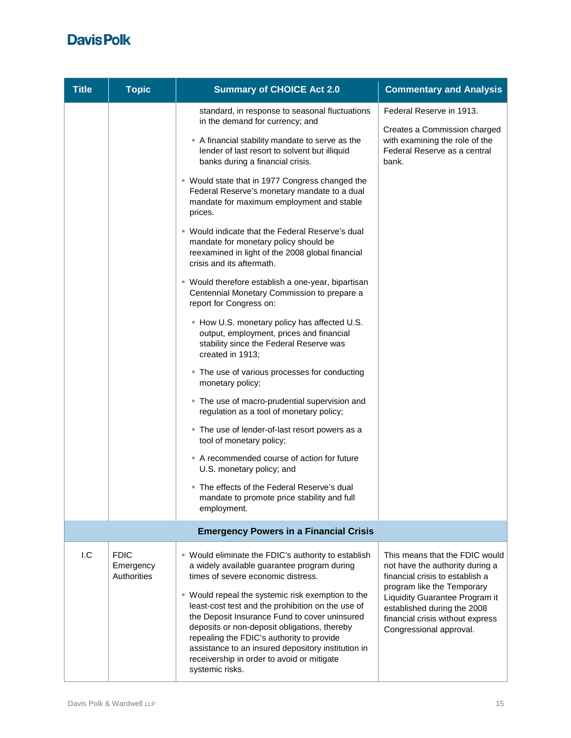| Title | Topic | Summary of CHOICE Act 2.0 | Commentary and Analysis |
|---|---|---|---|
| | | standard, in response to seasonal fluctuations in the demand for currency; and<br>▪ A financial stability mandate to serve as the lender of last resort to solvent but illiquid banks during a financial crisis.<br>▪ Would state that in 1977 Congress changed the Federal Reserve's monetary mandate to a dual mandate for maximum employment and stable prices.<br>▪ Would indicate that the Federal Reserve's dual mandate for monetary policy should be reexamined in light of the 2008 global financial crisis and its aftermath.<br>▪ Would therefore establish a one-year, bipartisan Centennial Monetary Commission to prepare a report for Congress on:<br>▪ How U.S. monetary policy has affected U.S. output, employment, prices and financial stability since the Federal Reserve was created in 1913;<br>▪ The use of various processes for conducting monetary policy;<br>▪ The use of macro-prudential supervision and regulation as a tool of monetary policy;<br>▪ The use of lender-of-last resort powers as a tool of monetary policy;<br>▪ A recommended course of action for future U.S. monetary policy; and<br>▪ The effects of the Federal Reserve's dual mandate to promote price stability and full employment. | Federal Reserve in 1913.<br><br>Creates a Commission charged with examining the role of the Federal Reserve as a central bank. |
| **Emergency Powers in a Financial Crisis** | | | |
| I.C | FDIC Emergency Authorities | ▪ Would eliminate the FDIC's authority to establish a widely available guarantee program during times of severe economic distress.<br>▪ Would repeal the systemic risk exemption to the least-cost test and the prohibition on the use of the Deposit Insurance Fund to cover uninsured deposits or non-deposit obligations, thereby repealing the FDIC's authority to provide assistance to an insured depository institution in receivership in order to avoid or mitigate systemic risks. | This means that the FDIC would not have the authority during a financial crisis to establish a program like the Temporary Liquidity Guarantee Program it established during the 2008 financial crisis without express Congressional approval. |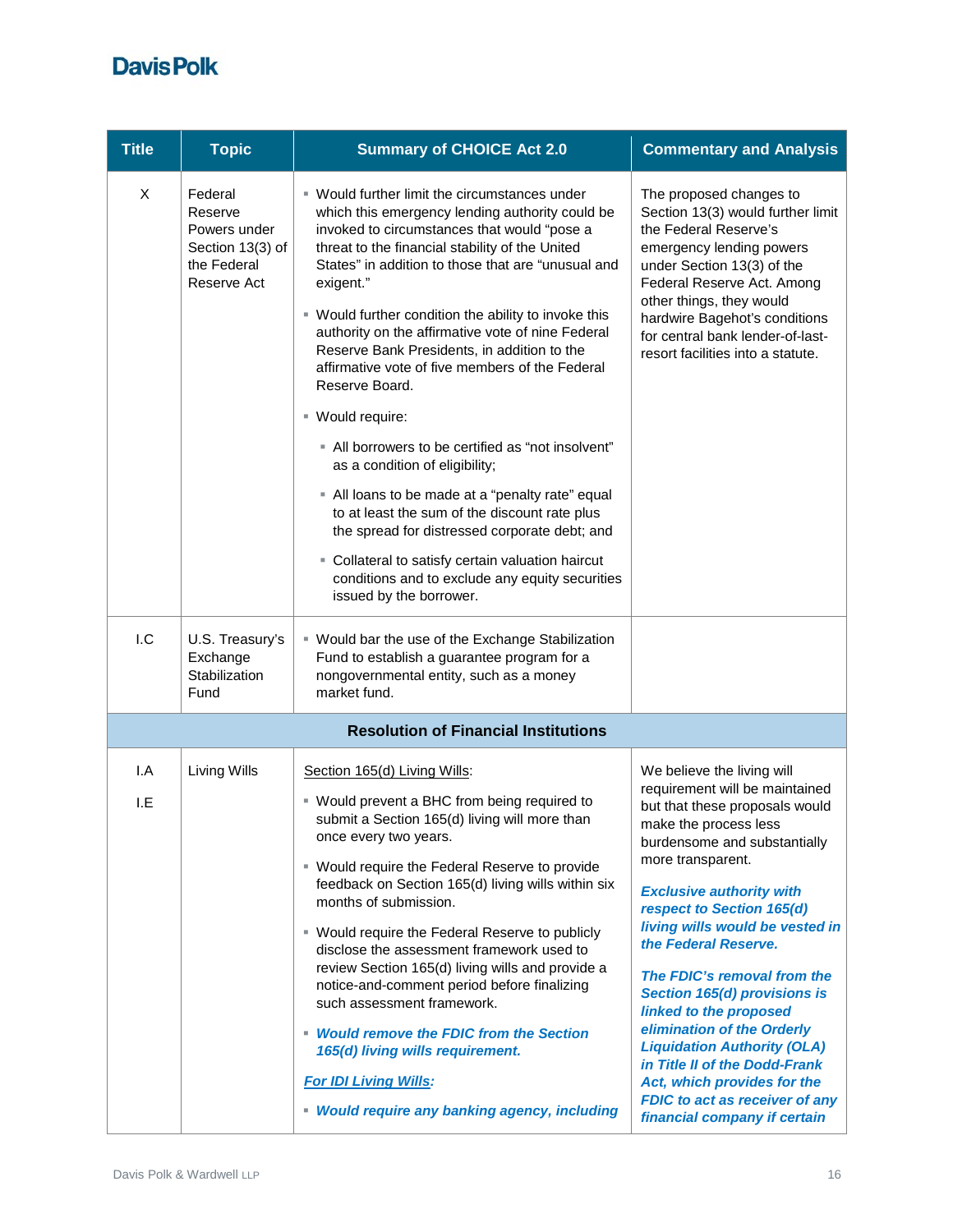| Title | Topic | Summary of CHOICE Act 2.0 | Commentary and Analysis |
|---|---|---|---|
| X | Federal Reserve Powers under Section 13(3) of the Federal Reserve Act | ▪ Would further limit the circumstances under which this emergency lending authority could be invoked to circumstances that would "pose a threat to the financial stability of the United States" in addition to those that are "unusual and exigent."<br>▪ Would further condition the ability to invoke this authority on the affirmative vote of nine Federal Reserve Bank Presidents, in addition to the affirmative vote of five members of the Federal Reserve Board.<br>▪ Would require:<br>&nbsp;&nbsp;▪ All borrowers to be certified as "not insolvent" as a condition of eligibility;<br>&nbsp;&nbsp;▪ All loans to be made at a "penalty rate" equal to at least the sum of the discount rate plus the spread for distressed corporate debt; and<br>&nbsp;&nbsp;▪ Collateral to satisfy certain valuation haircut conditions and to exclude any equity securities issued by the borrower. | The proposed changes to Section 13(3) would further limit the Federal Reserve's emergency lending powers under Section 13(3) of the Federal Reserve Act. Among other things, they would hardwire Bagehot's conditions for central bank lender-of-last-resort facilities into a statute. |
| I.C | U.S. Treasury's Exchange Stabilization Fund | ▪ Would bar the use of the Exchange Stabilization Fund to establish a guarantee program for a nongovernmental entity, such as a money market fund. | |
| **Resolution of Financial Institutions** | | | |
| I.A<br><br>I.E | Living Wills | <u>Section 165(d) Living Wills</u>:<br>▪ Would prevent a BHC from being required to submit a Section 165(d) living will more than once every two years.<br>▪ Would require the Federal Reserve to provide feedback on Section 165(d) living wills within six months of submission.<br>▪ Would require the Federal Reserve to publicly disclose the assessment framework used to review Section 165(d) living wills and provide a notice-and-comment period before finalizing such assessment framework.<br>▪ ***Would remove the FDIC from the Section 165(d) living wills requirement.***<br>***<u>For IDI Living Wills:</u>***<br>▪ ***Would require any banking agency, including*** | We believe the living will requirement will be maintained but that these proposals would make the process less burdensome and substantially more transparent.<br><br>***Exclusive authority with respect to Section 165(d) living wills would be vested in the Federal Reserve.***<br><br>***The FDIC's removal from the Section 165(d) provisions is linked to the proposed elimination of the Orderly Liquidation Authority (OLA) in Title II of the Dodd-Frank Act, which provides for the FDIC to act as receiver of any financial company if certain*** |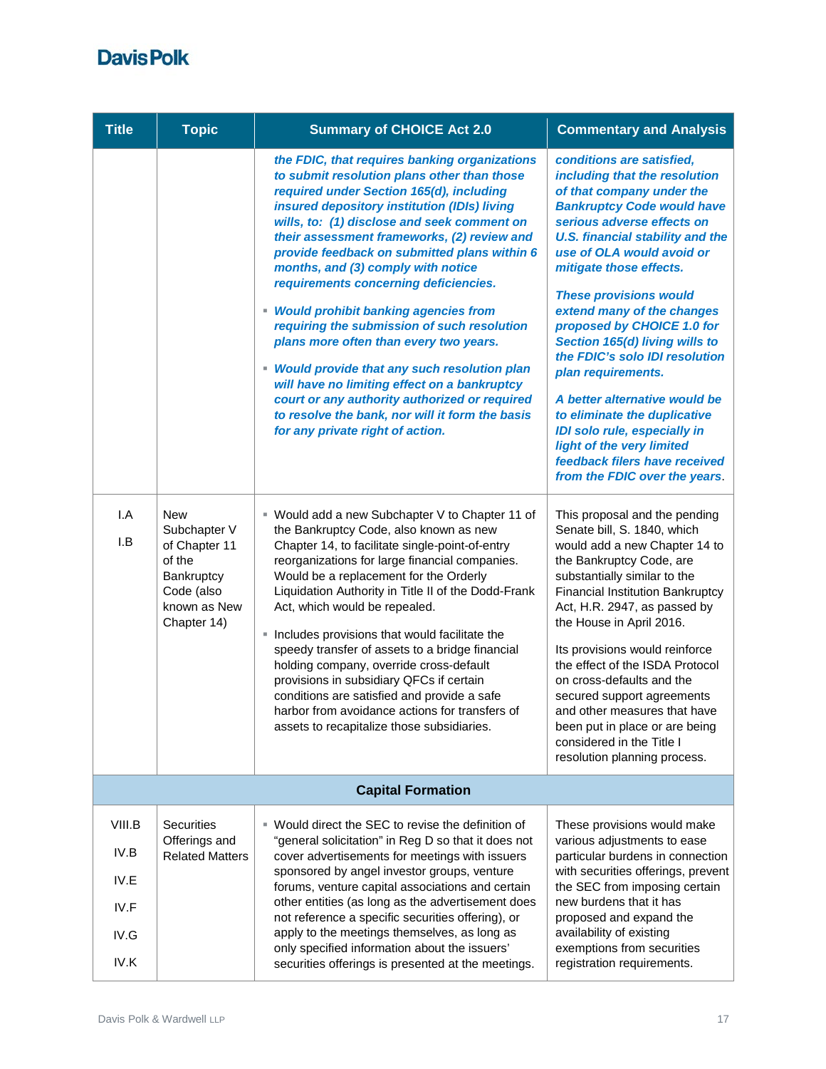| Title | Topic | Summary of CHOICE Act 2.0 | Commentary and Analysis |
|---|---|---|---|
| | | ***the FDIC, that requires banking organizations to submit resolution plans other than those required under Section 165(d), including insured depository institution (IDIs) living wills, to: (1) disclose and seek comment on their assessment frameworks, (2) review and provide feedback on submitted plans within 6 months, and (3) comply with notice requirements concerning deficiencies.*** <br> ▪ ***Would prohibit banking agencies from requiring the submission of such resolution plans more often than every two years.*** <br> ▪ ***Would provide that any such resolution plan will have no limiting effect on a bankruptcy court or any authority authorized or required to resolve the bank, nor will it form the basis for any private right of action.*** | ***conditions are satisfied, including that the resolution of that company under the Bankruptcy Code would have serious adverse effects on U.S. financial stability and the use of OLA would avoid or mitigate those effects.*** <br> ***These provisions would extend many of the changes proposed by CHOICE 1.0 for Section 165(d) living wills to the FDIC's solo IDI resolution plan requirements.*** <br> ***A better alternative would be to eliminate the duplicative IDI solo rule, especially in light of the very limited feedback filers have received from the FDIC over the years***. |
| I.A <br> I.B | New Subchapter V of Chapter 11 of the Bankruptcy Code (also known as New Chapter 14) | ▪ Would add a new Subchapter V to Chapter 11 of the Bankruptcy Code, also known as new Chapter 14, to facilitate single-point-of-entry reorganizations for large financial companies. Would be a replacement for the Orderly Liquidation Authority in Title II of the Dodd-Frank Act, which would be repealed. <br> ▪ Includes provisions that would facilitate the speedy transfer of assets to a bridge financial holding company, override cross-default provisions in subsidiary QFCs if certain conditions are satisfied and provide a safe harbor from avoidance actions for transfers of assets to recapitalize those subsidiaries. | This proposal and the pending Senate bill, S. 1840, which would add a new Chapter 14 to the Bankruptcy Code, are substantially similar to the Financial Institution Bankruptcy Act, H.R. 2947, as passed by the House in April 2016. <br> Its provisions would reinforce the effect of the ISDA Protocol on cross-defaults and the secured support agreements and other measures that have been put in place or are being considered in the Title I resolution planning process. |
| | | **Capital Formation** | |
| VIII.B <br> IV.B <br> IV.E <br> IV.F <br> IV.G <br> IV.K | Securities Offerings and Related Matters | ▪ Would direct the SEC to revise the definition of "general solicitation" in Reg D so that it does not cover advertisements for meetings with issuers sponsored by angel investor groups, venture forums, venture capital associations and certain other entities (as long as the advertisement does not reference a specific securities offering), or apply to the meetings themselves, as long as only specified information about the issuers' securities offerings is presented at the meetings. | These provisions would make various adjustments to ease particular burdens in connection with securities offerings, prevent the SEC from imposing certain new burdens that it has proposed and expand the availability of existing exemptions from securities registration requirements. |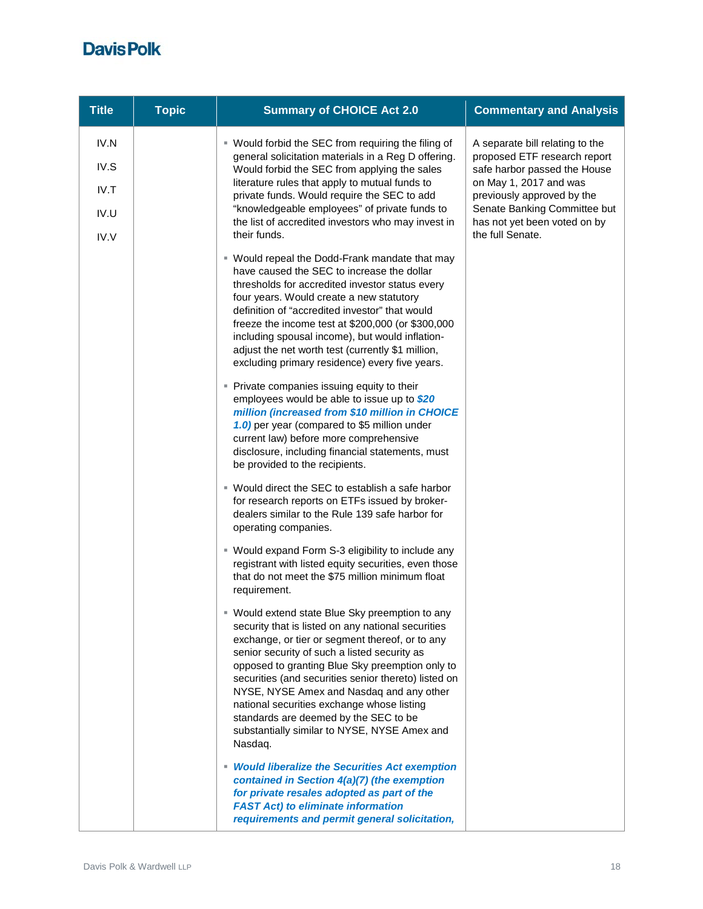| Title | Topic | Summary of CHOICE Act 2.0 | Commentary and Analysis |
|---|---|---|---|
| IV.N<br><br>IV.S<br><br>IV.T<br><br>IV.U<br><br>IV.V | | ▪ Would forbid the SEC from requiring the filing of general solicitation materials in a Reg D offering. Would forbid the SEC from applying the sales literature rules that apply to mutual funds to private funds. Would require the SEC to add "knowledgeable employees" of private funds to the list of accredited investors who may invest in their funds.<br><br>▪ Would repeal the Dodd-Frank mandate that may have caused the SEC to increase the dollar thresholds for accredited investor status every four years. Would create a new statutory definition of "accredited investor" that would freeze the income test at $200,000 (or $300,000 including spousal income), but would inflation-adjust the net worth test (currently $1 million, excluding primary residence) every five years.<br><br>▪ Private companies issuing equity to their employees would be able to issue up to ***$20 million (increased from $10 million in CHOICE 1.0)*** per year (compared to $5 million under current law) before more comprehensive disclosure, including financial statements, must be provided to the recipients.<br><br>▪ Would direct the SEC to establish a safe harbor for research reports on ETFs issued by broker-dealers similar to the Rule 139 safe harbor for operating companies.<br><br>▪ Would expand Form S-3 eligibility to include any registrant with listed equity securities, even those that do not meet the $75 million minimum float requirement.<br><br>▪ Would extend state Blue Sky preemption to any security that is listed on any national securities exchange, or tier or segment thereof, or to any senior security of such a listed security as opposed to granting Blue Sky preemption only to securities (and securities senior thereto) listed on NYSE, NYSE Amex and Nasdaq and any other national securities exchange whose listing standards are deemed by the SEC to be substantially similar to NYSE, NYSE Amex and Nasdaq.<br><br>▪ ***Would liberalize the Securities Act exemption contained in Section 4(a)(7) (the exemption for private resales adopted as part of the FAST Act) to eliminate information requirements and permit general solicitation,*** | A separate bill relating to the proposed ETF research report safe harbor passed the House on May 1, 2017 and was previously approved by the Senate Banking Committee but has not yet been voted on by the full Senate. |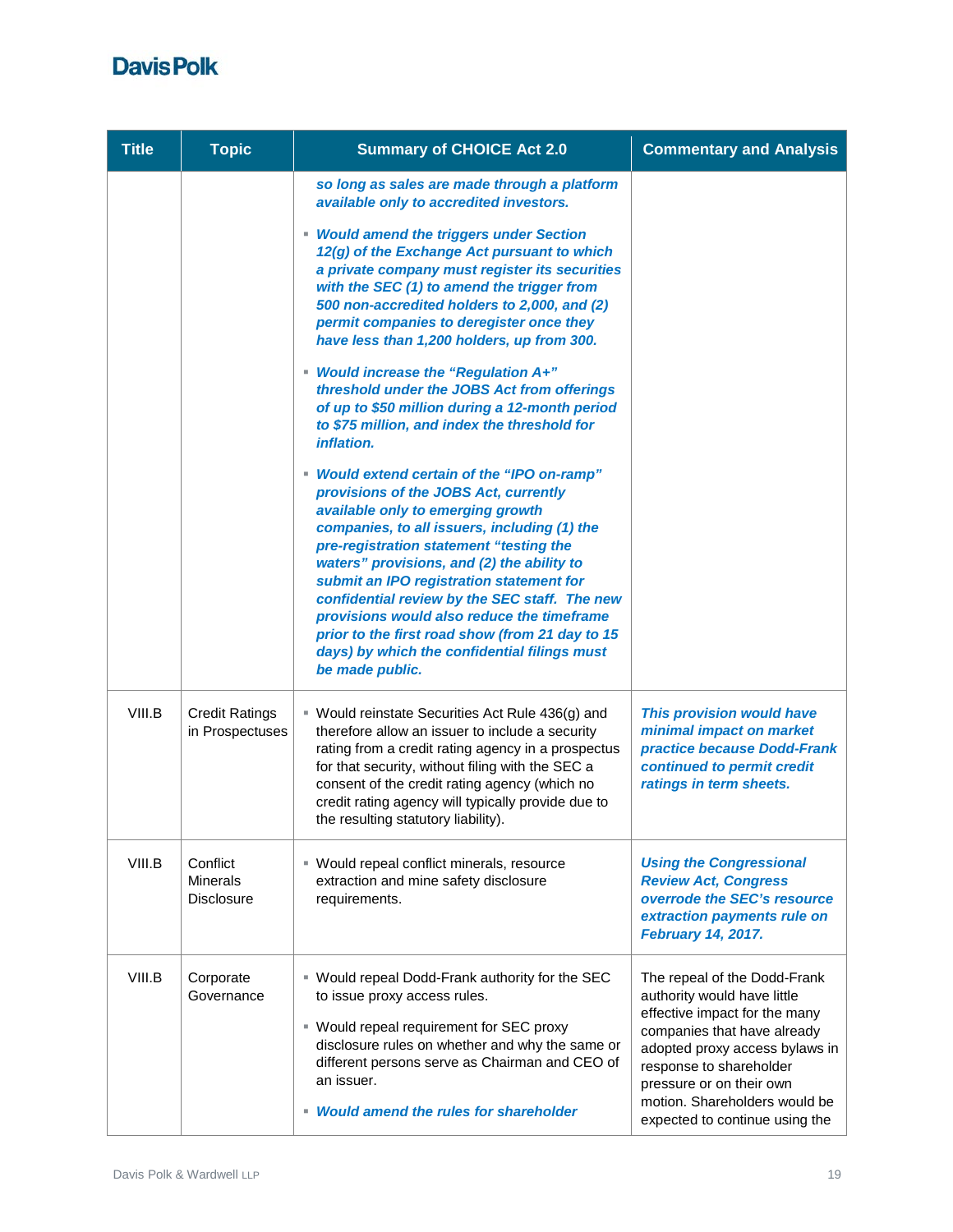| Title | Topic | Summary of CHOICE Act 2.0 | Commentary and Analysis |
|---|---|---|---|
| | | ***so long as sales are made through a platform available only to accredited investors.***<br><br>▪ ***Would amend the triggers under Section 12(g) of the Exchange Act pursuant to which a private company must register its securities with the SEC (1) to amend the trigger from 500 non-accredited holders to 2,000, and (2) permit companies to deregister once they have less than 1,200 holders, up from 300.***<br><br>▪ ***Would increase the "Regulation A+" threshold under the JOBS Act from offerings of up to $50 million during a 12-month period to $75 million, and index the threshold for inflation.***<br><br>▪ ***Would extend certain of the "IPO on-ramp" provisions of the JOBS Act, currently available only to emerging growth companies, to all issuers, including (1) the pre-registration statement "testing the waters" provisions, and (2) the ability to submit an IPO registration statement for confidential review by the SEC staff. The new provisions would also reduce the timeframe prior to the first road show (from 21 day to 15 days) by which the confidential filings must be made public.*** | |
| VIII.B | Credit Ratings in Prospectuses | ▪ Would reinstate Securities Act Rule 436(g) and therefore allow an issuer to include a security rating from a credit rating agency in a prospectus for that security, without filing with the SEC a consent of the credit rating agency (which no credit rating agency will typically provide due to the resulting statutory liability). | ***This provision would have minimal impact on market practice because Dodd-Frank continued to permit credit ratings in term sheets.*** |
| VIII.B | Conflict Minerals Disclosure | ▪ Would repeal conflict minerals, resource extraction and mine safety disclosure requirements. | ***Using the Congressional Review Act, Congress overrode the SEC's resource extraction payments rule on February 14, 2017.*** |
| VIII.B | Corporate Governance | ▪ Would repeal Dodd-Frank authority for the SEC to issue proxy access rules.<br><br>▪ Would repeal requirement for SEC proxy disclosure rules on whether and why the same or different persons serve as Chairman and CEO of an issuer.<br><br>▪ ***Would amend the rules for shareholder*** | The repeal of the Dodd-Frank authority would have little effective impact for the many companies that have already adopted proxy access bylaws in response to shareholder pressure or on their own motion. Shareholders would be expected to continue using the |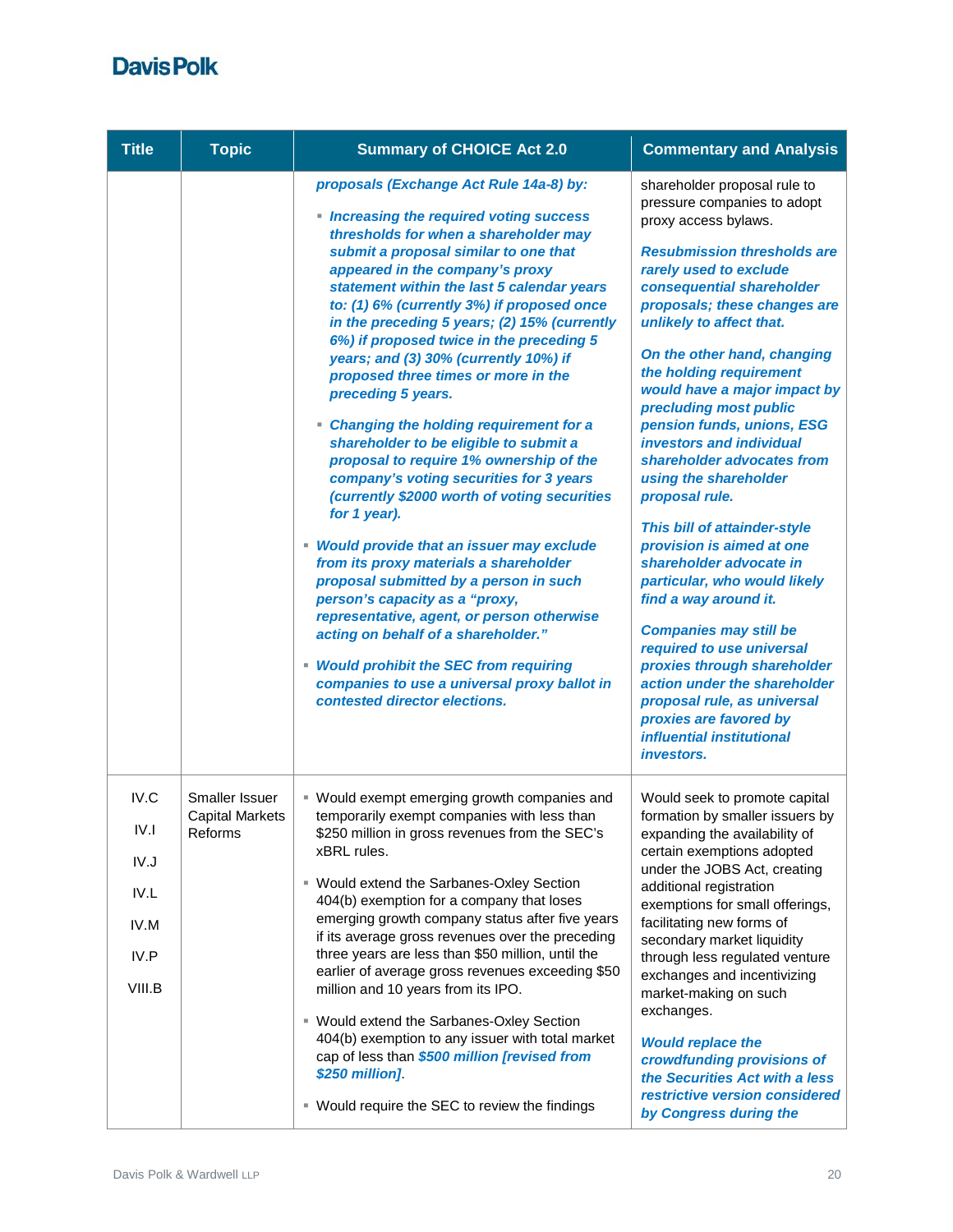| Title | Topic | Summary of CHOICE Act 2.0 | Commentary and Analysis |
|---|---|---|---|
| | | ***proposals (Exchange Act Rule 14a-8) by:***<br>▪ ***Increasing the required voting success thresholds for when a shareholder may submit a proposal similar to one that appeared in the company's proxy statement within the last 5 calendar years to: (1) 6% (currently 3%) if proposed once in the preceding 5 years; (2) 15% (currently 6%) if proposed twice in the preceding 5 years; and (3) 30% (currently 10%) if proposed three times or more in the preceding 5 years.***<br>▪ ***Changing the holding requirement for a shareholder to be eligible to submit a proposal to require 1% ownership of the company's voting securities for 3 years (currently $2000 worth of voting securities for 1 year).***<br>▪ ***Would provide that an issuer may exclude from its proxy materials a shareholder proposal submitted by a person in such person's capacity as a "proxy, representative, agent, or person otherwise acting on behalf of a shareholder."***<br>▪ ***Would prohibit the SEC from requiring companies to use a universal proxy ballot in contested director elections.*** | shareholder proposal rule to pressure companies to adopt proxy access bylaws.<br><br>***Resubmission thresholds are rarely used to exclude consequential shareholder proposals; these changes are unlikely to affect that.***<br><br>***On the other hand, changing the holding requirement would have a major impact by precluding most public pension funds, unions, ESG investors and individual shareholder advocates from using the shareholder proposal rule.***<br><br>***This bill of attainder-style provision is aimed at one shareholder advocate in particular, who would likely find a way around it.***<br><br>***Companies may still be required to use universal proxies through shareholder action under the shareholder proposal rule, as universal proxies are favored by influential institutional investors.*** |
| IV.C<br>IV.I<br>IV.J<br>IV.L<br>IV.M<br>IV.P<br>VIII.B | Smaller Issuer Capital Markets Reforms | ▪ Would exempt emerging growth companies and temporarily exempt companies with less than $250 million in gross revenues from the SEC's xBRL rules.<br>▪ Would extend the Sarbanes-Oxley Section 404(b) exemption for a company that loses emerging growth company status after five years if its average gross revenues over the preceding three years are less than $50 million, until the earlier of average gross revenues exceeding $50 million and 10 years from its IPO.<br>▪ Would extend the Sarbanes-Oxley Section 404(b) exemption to any issuer with total market cap of less than ***$500 million [revised from $250 million]***.<br>▪ Would require the SEC to review the findings | Would seek to promote capital formation by smaller issuers by expanding the availability of certain exemptions adopted under the JOBS Act, creating additional registration exemptions for small offerings, facilitating new forms of secondary market liquidity through less regulated venture exchanges and incentivizing market-making on such exchanges.<br><br>***Would replace the crowdfunding provisions of the Securities Act with a less restrictive considered by Congress during the*** |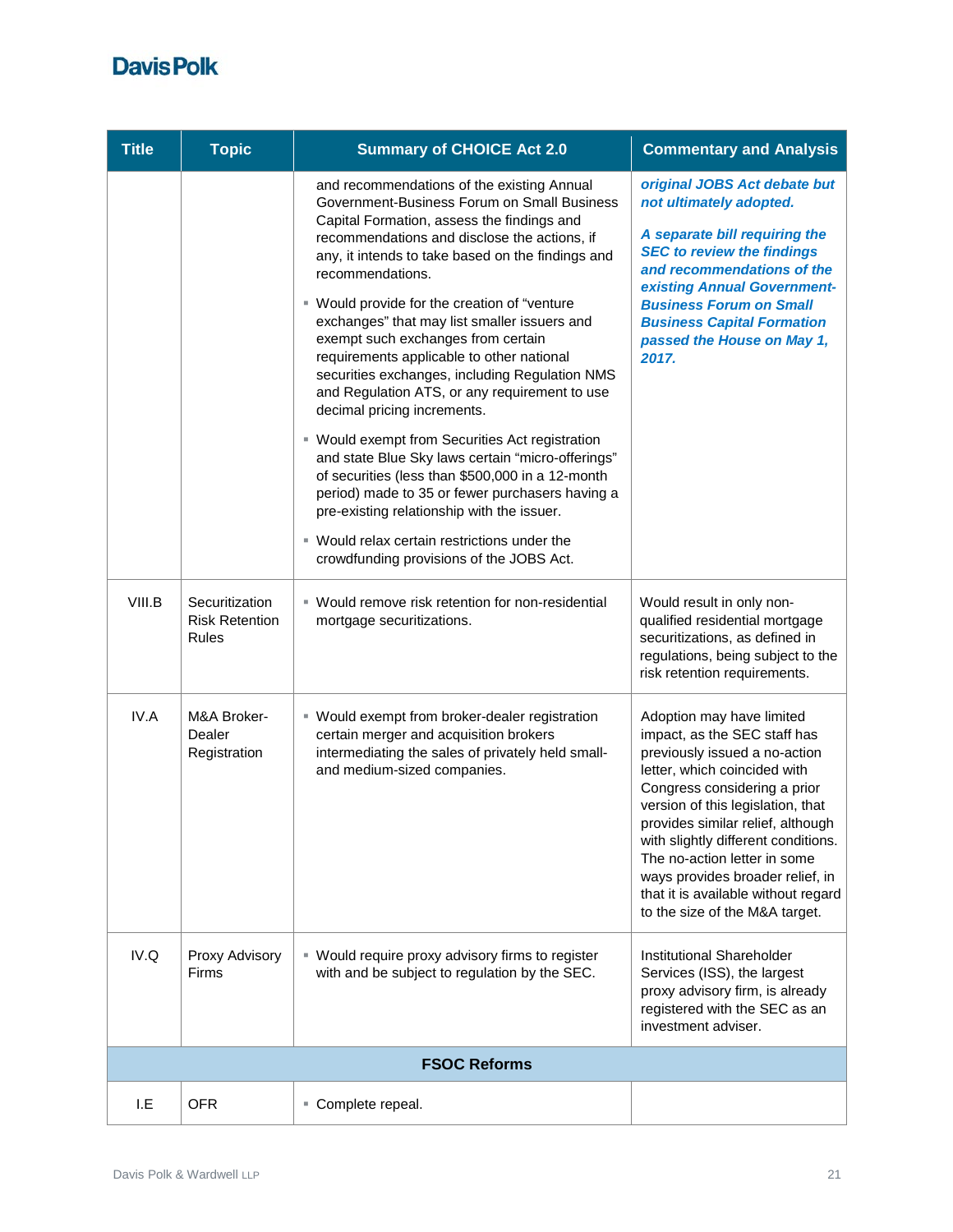| Title | Topic | Summary of CHOICE Act 2.0 | Commentary and Analysis |
|---|---|---|---|
| | | and recommendations of the existing Annual Government-Business Forum on Small Business Capital Formation, assess the findings and recommendations and disclose the actions, if any, it intends to take based on the findings and recommendations.<br>▪ Would provide for the creation of "venture exchanges" that may list smaller issuers and exempt such exchanges from certain requirements applicable to other national securities exchanges, including Regulation NMS and Regulation ATS, or any requirement to use decimal pricing increments.<br>▪ Would exempt from Securities Act registration and state Blue Sky laws certain "micro-offerings" of securities (less than $500,000 in a 12-month period) made to 35 or fewer purchasers having a pre-existing relationship with the issuer.<br>▪ Would relax certain restrictions under the crowdfunding provisions of the JOBS Act. | ***original JOBS Act debate but not ultimately adopted.***<br>***A separate bill requiring the SEC to review the findings and recommendations of the existing Annual Government-Business Forum on Small Business Capital Formation passed the House on May 1, 2017.*** |
| VIII.B | Securitization Risk Retention Rules | ▪ Would remove risk retention for non-residential mortgage securitizations. | Would result in only non-qualified residential mortgage securitizations, as defined in regulations, being subject to the risk retention requirements. |
| IV.A | M&A Broker-Dealer Registration | ▪ Would exempt from broker-dealer registration certain merger and acquisition brokers intermediating the sales of privately held small- and medium-sized companies. | Adoption may have limited impact, as the SEC staff has previously issued a no-action letter, which coincided with Congress considering a prior version of this legislation, that provides similar relief, although with slightly different conditions. The no-action letter in some ways provides broader relief, in that it is available without regard to the size of the M&A target. |
| IV.Q | Proxy Advisory Firms | ▪ Would require proxy advisory firms to register with and be subject to regulation by the SEC. | Institutional Shareholder Services (ISS), the largest proxy advisory firm, is already registered with the SEC as an investment adviser. |
| **FSOC Reforms** | | | |
| I.E | OFR | ▪ Complete repeal. | |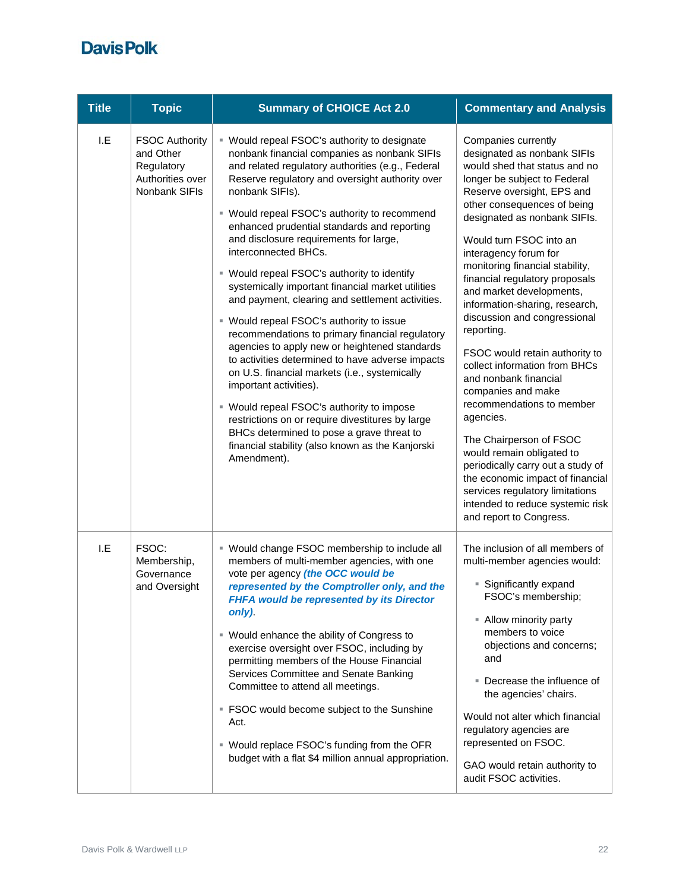| Title | Topic | Summary of CHOICE Act 2.0 | Commentary and Analysis |
|---|---|---|---|
| I.E | FSOC Authority and Other Regulatory Authorities over Nonbank SIFIs | ▪ Would repeal FSOC's authority to designate nonbank financial companies as nonbank SIFIs and related regulatory authorities (e.g., Federal Reserve regulatory and oversight authority over nonbank SIFIs).<br><br>▪ Would repeal FSOC's authority to recommend enhanced prudential standards and reporting and disclosure requirements for large, interconnected BHCs.<br><br>▪ Would repeal FSOC's authority to identify systemically important financial market utilities and payment, clearing and settlement activities.<br><br>▪ Would repeal FSOC's authority to issue recommendations to primary financial regulatory agencies to apply new or heightened standards to activities determined to have adverse impacts on U.S. financial markets (i.e., systemically important activities).<br><br>▪ Would repeal FSOC's authority to impose restrictions on or require divestitures by large BHCs determined to pose a grave threat to financial stability (also known as the Kanjorski Amendment). | Companies currently designated as nonbank SIFIs would shed that status and no longer be subject to Federal Reserve oversight, EPS and other consequences of being designated as nonbank SIFIs.<br><br>Would turn FSOC into an interagency forum for monitoring financial stability, financial regulatory proposals and market developments, information-sharing, research, discussion and congressional reporting.<br><br>FSOC would retain authority to collect information from BHCs and nonbank financial companies and make recommendations to member agencies.<br><br>The Chairperson of FSOC would remain obligated to periodically carry out a study of the economic impact of financial services regulatory limitations intended to reduce systemic risk and report to Congress. |
| I.E | FSOC: Membership, Governance and Oversight | ▪ Would change FSOC membership to include all members of multi-member agencies, with one vote per agency ***(the OCC would be represented by the Comptroller only, and the FHFA would be represented by its Director only)***.<br><br>▪ Would enhance the ability of Congress to exercise oversight over FSOC, including by permitting members of the House Financial Services Committee and Senate Banking Committee to attend all meetings.<br><br>▪ FSOC would become subject to the Sunshine Act.<br><br>▪ Would replace FSOC's funding from the OFR budget with a flat $4 million annual appropriation. | The inclusion of all members of multi-member agencies would:<br><br>▪ Significantly expand FSOC's membership;<br><br>▪ Allow minority party members to voice objections and concerns; and<br><br>▪ Decrease the influence of the agencies' chairs.<br><br>Would not alter which financial regulatory agencies are represented on FSOC.<br><br>GAO would retain authority to audit FSOC activities. |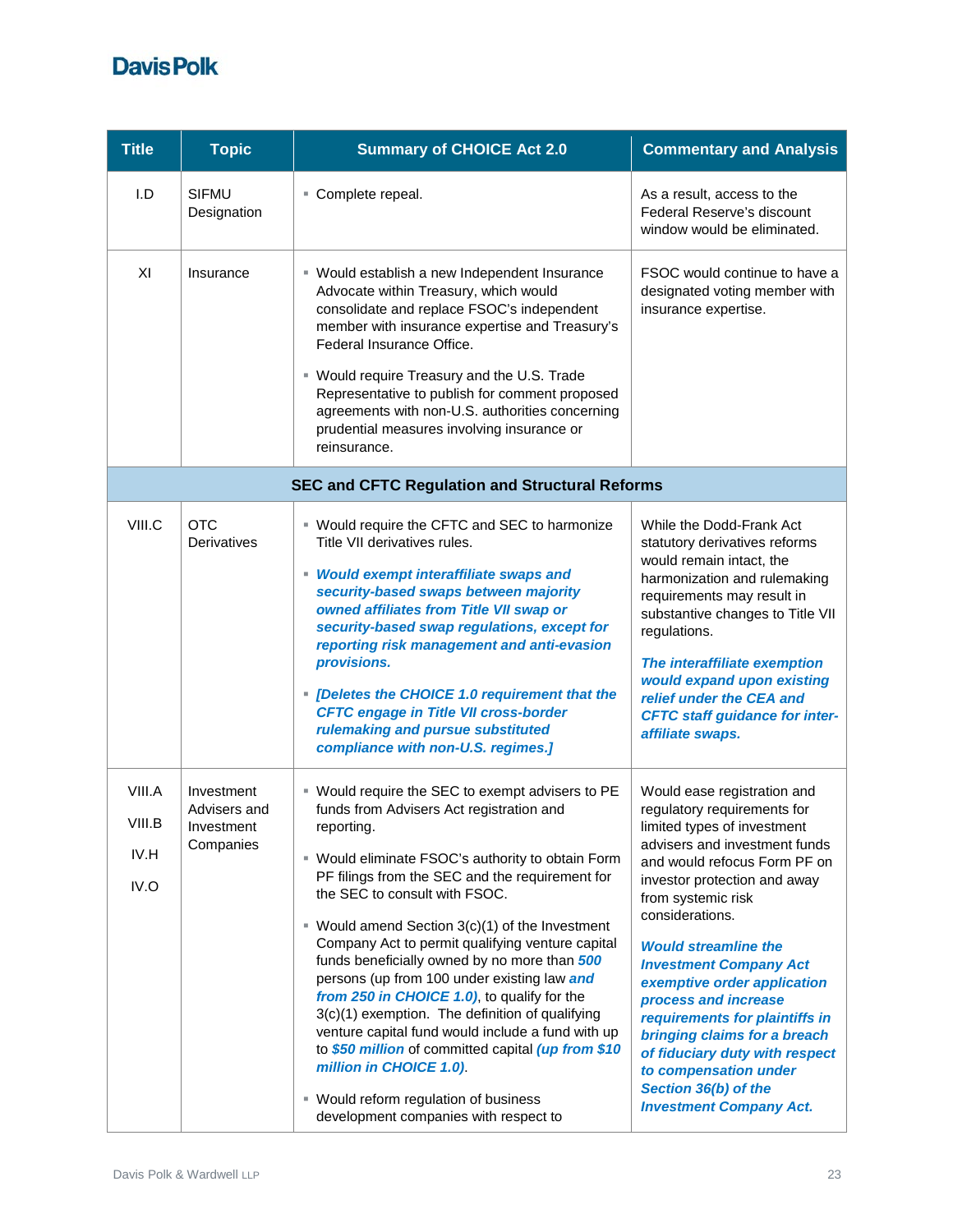| Title | Topic | Summary of CHOICE Act 2.0 | Commentary and Analysis |
|---|---|---|---|
| I.D | SIFMU Designation | ▪ Complete repeal. | As a result, access to the Federal Reserve's discount window would be eliminated. |
| XI | Insurance | ▪ Would establish a new Independent Insurance Advocate within Treasury, which would consolidate and replace FSOC's independent member with insurance expertise and Treasury's Federal Insurance Office.<br><br>▪ Would require Treasury and the U.S. Trade Representative to publish for comment proposed agreements with non-U.S. authorities concerning prudential measures involving insurance or reinsurance. | FSOC would continue to have a designated voting member with insurance expertise. |
| **SEC and CFTC Regulation and Structural Reforms** | | | |
| VIII.C | OTC Derivatives | ▪ Would require the CFTC and SEC to harmonize Title VII derivatives rules.<br><br>▪ ***Would exempt interaffiliate swaps and security-based swaps between majority owned affiliates from Title VII swap or security-based swap regulations, except for reporting risk management and anti-evasion provisions.***<br><br>▪ ***[Deletes the CHOICE 1.0 requirement that the CFTC engage in Title VII cross-border rulemaking and pursue substituted compliance with non-U.S. regimes.]*** | While the Dodd-Frank Act statutory derivatives reforms would remain intact, the harmonization and rulemaking requirements may result in substantive changes to Title VII regulations.<br><br>***The interaffiliate exemption would expand upon existing relief under the CEA and CFTC staff guidance for inter-affiliate swaps.*** |
| VIII.A<br><br>VIII.B<br><br>IV.H<br><br>IV.O | Investment Advisers and Investment Companies | ▪ Would require the SEC to exempt advisers to PE funds from Advisers Act registration and reporting.<br><br>▪ Would eliminate FSOC's authority to obtain Form PF filings from the SEC and the requirement for the SEC to consult with FSOC.<br><br>▪ Would amend Section 3(c)(1) of the Investment Company Act to permit qualifying venture capital funds beneficially owned by no more than ***500*** persons (up from 100 under existing law ***and from 250 in CHOICE 1.0)***, to qualify for the 3(c)(1) exemption. The definition of qualifying venture capital fund would include a fund with up to ***$50 million*** of committed capital ***(up from $10 million in CHOICE 1.0)***.<br><br>▪ Would reform regulation of business development companies with respect to | Would ease registration and regulatory requirements for limited types of investment advisers and investment funds and would refocus Form PF on investor protection and away from systemic risk considerations.<br><br>***Would streamline the Investment Company Act exemptive order application process and increase requirements for plaintiffs in bringing claims for a breach of fiduciary duty with respect to compensation under Section 36(b) of the Investment Company Act.*** |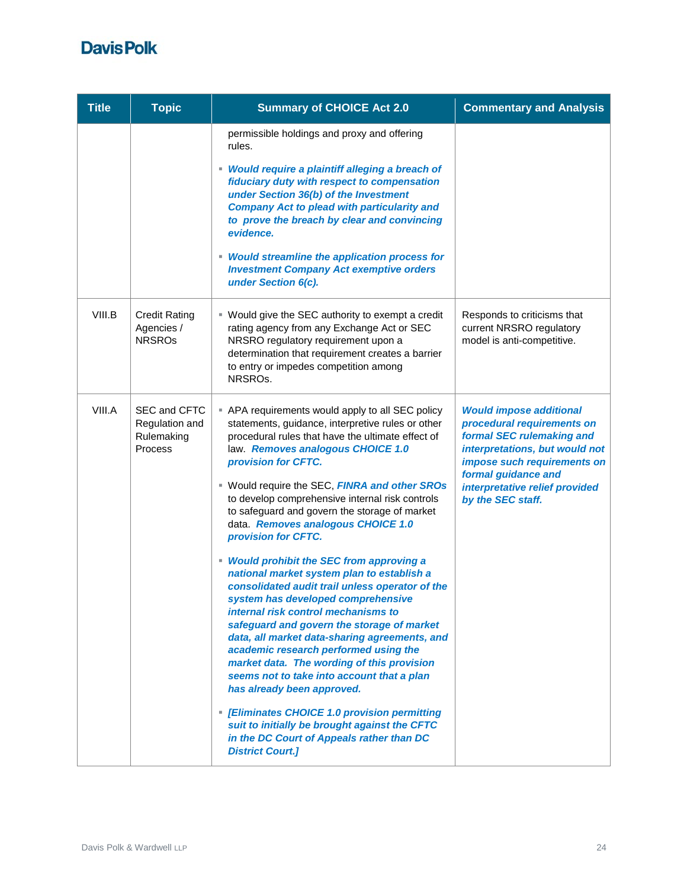| Title | Topic | Summary of CHOICE Act 2.0 | Commentary and Analysis |
|---|---|---|---|
| | | permissible holdings and proxy and offering rules.<br><br>▪ ***Would require a plaintiff alleging a breach of fiduciary duty with respect to compensation under Section 36(b) of the Investment Company Act to plead with particularity and to prove the breach by clear and convincing evidence.***<br><br>▪ ***Would streamline the application process for Investment Company Act exemptive orders under Section 6(c).*** | |
| VIII.B | Credit Rating Agencies / NRSROs | ▪ Would give the SEC authority to exempt a credit rating agency from any Exchange Act or SEC NRSRO regulatory requirement upon a determination that requirement creates a barrier to entry or impedes competition among NRSROs. | Responds to criticisms that current NRSRO regulatory model is anti-competitive. |
| VIII.A | SEC and CFTC Regulation and Rulemaking Process | ▪ APA requirements would apply to all SEC policy statements, guidance, interpretive rules or other procedural rules that have the ultimate effect of law. ***Removes analogous CHOICE 1.0 provision for CFTC.***<br><br>▪ Would require the SEC, ***FINRA and other SROs*** to develop comprehensive internal risk controls to safeguard and govern the storage of market data. ***Removes analogous CHOICE 1.0 provision for CFTC.***<br><br>▪ ***Would prohibit the SEC from approving a national market system plan to establish a consolidated audit trail unless operator of the system has developed comprehensive internal risk control mechanisms to safeguard and govern the storage of market data, all market data-sharing agreements, and academic research performed using the market data. The wording of this provision seems not to take into account that a plan has already been approved.***<br><br>▪ ***[Eliminates CHOICE 1.0 provision permitting suit to initially be brought against the CFTC in the DC Court of Appeals rather than DC District Court.]*** | ***Would impose additional procedural requirements on formal SEC rulemaking and interpretations, but would not impose such requirements on formal guidance and interpretative relief provided by the SEC staff.*** |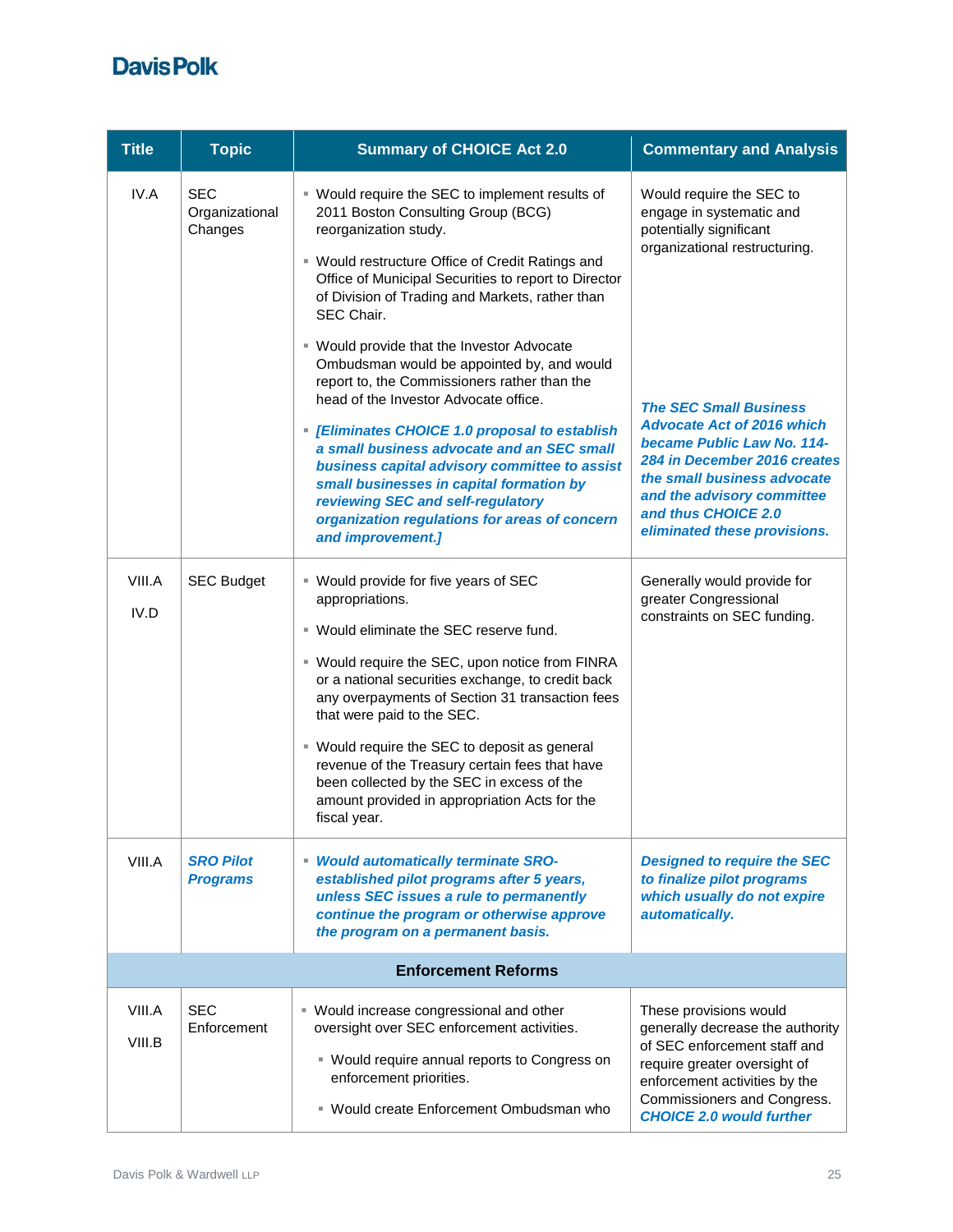| Title | Topic | Summary of CHOICE Act 2.0 | Commentary and Analysis |
|---|---|---|---|
| IV.A | SEC Organizational Changes | ▪ Would require the SEC to implement results of 2011 Boston Consulting Group (BCG) reorganization study.<br>▪ Would restructure Office of Credit Ratings and Office of Municipal Securities to report to Director of Division of Trading and Markets, rather than SEC Chair.<br>▪ Would provide that the Investor Advocate Ombudsman would be appointed by, and would report to, the Commissioners rather than the head of the Investor Advocate office.<br>▪ ***[Eliminates CHOICE 1.0 proposal to establish a small business advocate and an SEC small business capital advisory committee to assist small businesses in capital formation by reviewing SEC and self-regulatory organization regulations for areas of concern and improvement.]*** | Would require the SEC to engage in systematic and potentially significant organizational restructuring.<br><br>***The SEC Small Business Advocate Act of 2016 which became Public Law No. 114-284 in December 2016 creates the small business advocate and the advisory committee and thus CHOICE 2.0 eliminated these provisions.*** |
| VIII.A<br>IV.D | SEC Budget | ▪ Would provide for five years of SEC appropriations.<br>▪ Would eliminate the SEC reserve fund.<br>▪ Would require the SEC, upon notice from FINRA or a national securities exchange, to credit back any overpayments of Section 31 transaction fees that were paid to the SEC.<br>▪ Would require the SEC to deposit as general revenue of the Treasury certain fees that have been collected by the SEC in excess of the amount provided in appropriation Acts for the fiscal year. | Generally would provide for greater Congressional constraints on SEC funding. |
| VIII.A | ***SRO Pilot Programs*** | ▪ ***Would automatically terminate SRO-established pilot programs after 5 years, unless SEC issues a rule to permanently continue the program or otherwise approve the program on a permanent basis.*** | ***Designed to require the SEC to finalize pilot programs which usually do not expire automatically.*** |
| **Enforcement Reforms** | | | |
| VIII.A<br>VIII.B | SEC Enforcement | ▪ Would increase congressional and other oversight over SEC enforcement activities.<br>&nbsp;&nbsp;▪ Would require annual reports to Congress on enforcement priorities.<br>&nbsp;&nbsp;▪ Would create Enforcement Ombudsman who | These provisions would generally decrease the authority of SEC enforcement staff and require greater oversight of enforcement activities by the Commissioners and Congress. ***CHOICE 2.0 would further*** |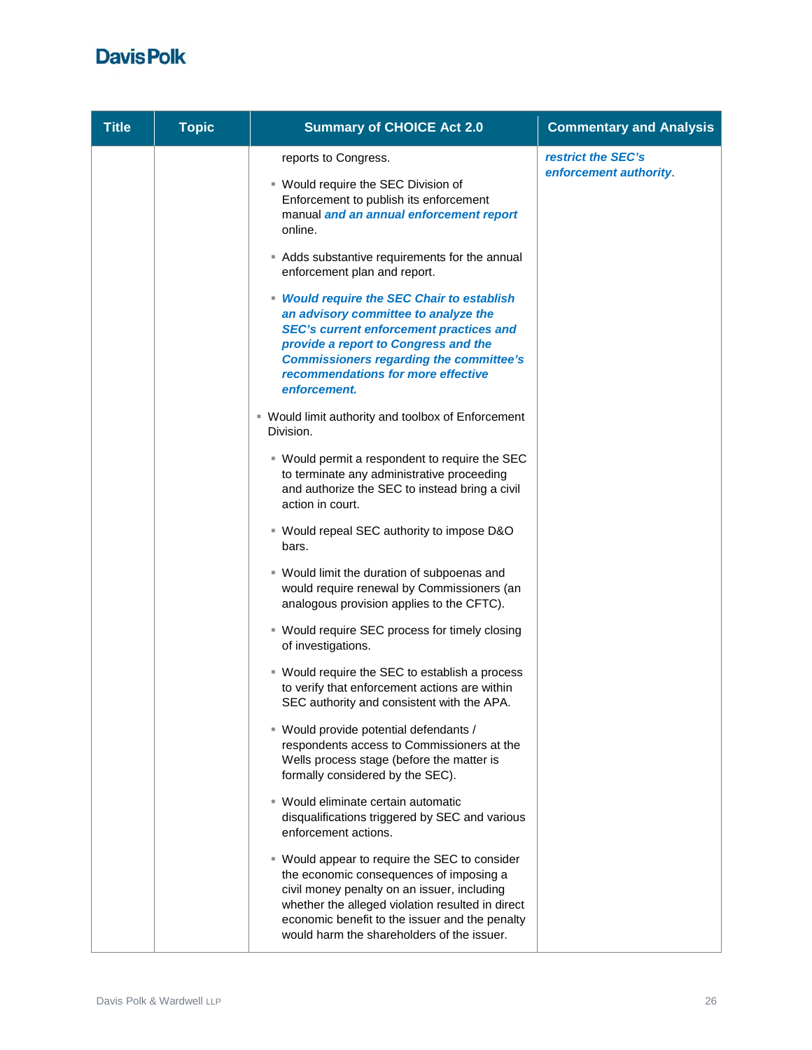| Title | Topic | Summary of CHOICE Act 2.0 | Commentary and Analysis |
|---|---|---|---|
| | | reports to Congress.<br>▪ Would require the SEC Division of Enforcement to publish its enforcement manual ***and an annual enforcement report*** online.<br>▪ Adds substantive requirements for the annual enforcement plan and report.<br>▪ ***Would require the SEC Chair to establish an advisory committee to analyze the SEC's current enforcement practices and provide a report to Congress and the Commissioners regarding the committee's recommendations for more effective enforcement.***<br>▪ Would limit authority and toolbox of Enforcement Division.<br>▪ Would permit a respondent to require the SEC to terminate any administrative proceeding and authorize the SEC to instead bring a civil action in court.<br>▪ Would repeal SEC authority to impose D&O bars.<br>▪ Would limit the duration of subpoenas and would require renewal by Commissioners (an analogous provision applies to the CFTC).<br>▪ Would require SEC process for timely closing of investigations.<br>▪ Would require the SEC to establish a process to verify that enforcement actions are within SEC authority and consistent with the APA.<br>▪ Would provide potential defendants / respondents access to Commissioners at the Wells process stage (before the matter is formally considered by the SEC).<br>▪ Would eliminate certain automatic disqualifications triggered by SEC and various enforcement actions.<br>▪ Would appear to require the SEC to consider the economic consequences of imposing a civil money penalty on an issuer, including whether the alleged violation resulted in direct economic benefit to the issuer and the penalty would harm the shareholders of the issuer. | ***restrict the SEC's enforcement authority***. |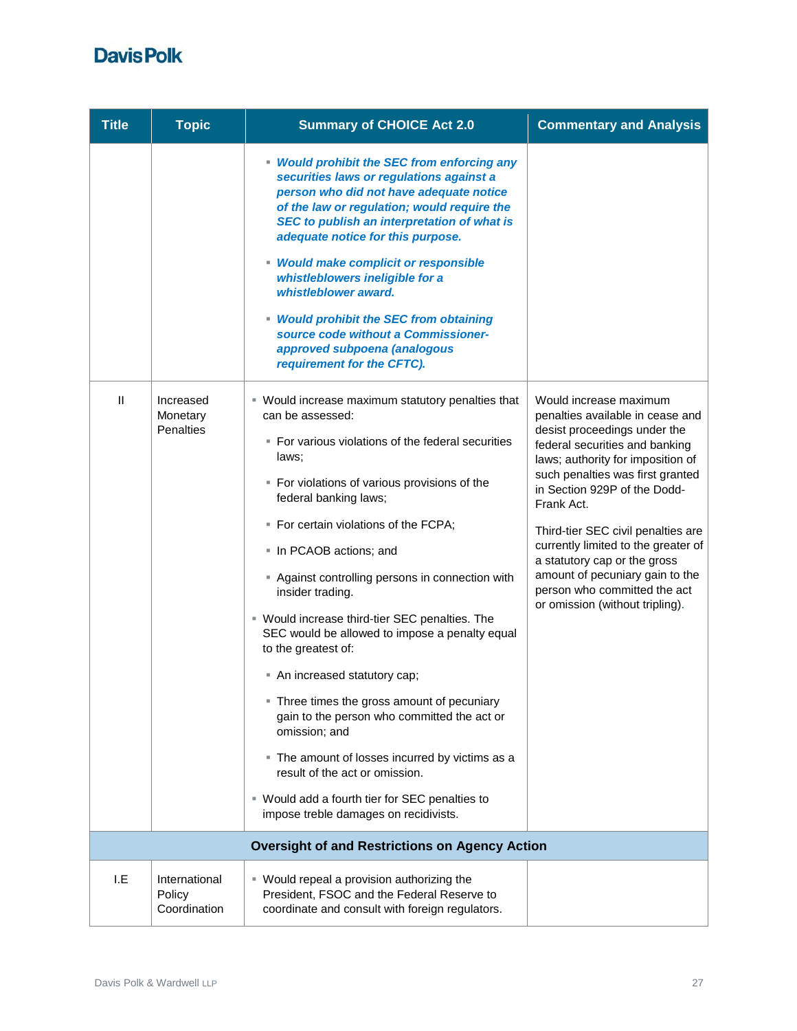| Title | Topic | Summary of CHOICE Act 2.0 | Commentary and Analysis |
|---|---|---|---|
| | | ▪ ***Would prohibit the SEC from enforcing any securities laws or regulations against a person who did not have adequate notice of the law or regulation; would require the SEC to publish an interpretation of what is adequate notice for this purpose.***<br><br>▪ ***Would make complicit or responsible whistleblowers ineligible for a whistleblower award.***<br><br>▪ ***Would prohibit the SEC from obtaining source code without a Commissioner-approved subpoena (analogous requirement for the CFTC).*** | |
| II | Increased Monetary Penalties | ▪ Would increase maximum statutory penalties that can be assessed:<br><br>▪ For various violations of the federal securities laws;<br><br>▪ For violations of various provisions of the federal banking laws;<br><br>▪ For certain violations of the FCPA;<br><br>▪ In PCAOB actions; and<br><br>▪ Against controlling persons in connection with insider trading.<br><br>▪ Would increase third-tier SEC penalties. The SEC would be allowed to impose a penalty equal to the greatest of:<br><br>▪ An increased statutory cap;<br><br>▪ Three times the gross amount of pecuniary gain to the person who committed the act or omission; and<br><br>▪ The amount of losses incurred by victims as a result of the act or omission.<br><br>▪ Would add a fourth tier for SEC penalties to impose treble damages on recidivists. | Would increase maximum penalties available in cease and desist proceedings under the federal securities and banking laws; authority for imposition of such penalties was first granted in Section 929P of the Dodd-Frank Act.<br><br>Third-tier SEC civil penalties are currently limited to the greater of a statutory cap or the gross amount of pecuniary gain to the person who committed the act or omission (without tripling). |
| **Oversight of and Restrictions on Agency Action** | | | |
| I.E | International Policy Coordination | ▪ Would repeal a provision authorizing the President, FSOC and the Federal Reserve to coordinate and consult with foreign regulators. | |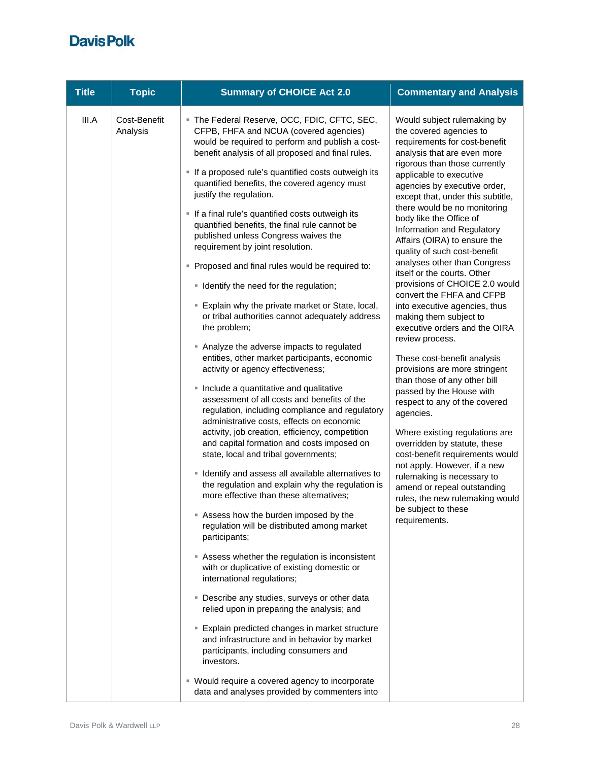| Title | Topic | Summary of CHOICE Act 2.0 | Commentary and Analysis |
|---|---|---|---|
| III.A | Cost-Benefit Analysis | ▪ The Federal Reserve, OCC, FDIC, CFTC, SEC, CFPB, FHFA and NCUA (covered agencies) would be required to perform and publish a cost-benefit analysis of all proposed and final rules.<br><br>▪ If a proposed rule's quantified costs outweigh its quantified benefits, the covered agency must justify the regulation.<br><br>▪ If a final rule's quantified costs outweigh its quantified benefits, the final rule cannot be published unless Congress waives the requirement by joint resolution.<br><br>▪ Proposed and final rules would be required to:<br><br>▪ Identify the need for the regulation;<br><br>▪ Explain why the private market or State, local, or tribal authorities cannot adequately address the problem;<br><br>▪ Analyze the adverse impacts to regulated entities, other market participants, economic activity or agency effectiveness;<br><br>▪ Include a quantitative and qualitative assessment of all costs and benefits of the regulation, including compliance and regulatory administrative costs, effects on economic activity, job creation, efficiency, competition and capital formation and costs imposed on state, local and tribal governments;<br><br>▪ Identify and assess all available alternatives to the regulation and explain why the regulation is more effective than these alternatives;<br><br>▪ Assess how the burden imposed by the regulation will be distributed among market participants;<br><br>▪ Assess whether the regulation is inconsistent with or duplicative of existing domestic or international regulations;<br><br>▪ Describe any studies, surveys or other data relied upon in preparing the analysis; and<br><br>▪ Explain predicted changes in market structure and infrastructure and in behavior by market participants, including consumers and investors.<br><br>▪ Would require a covered agency to incorporate data and analyses provided by commenters into | Would subject rulemaking by the covered agencies to requirements for cost-benefit analysis that are even more rigorous than those currently applicable to executive agencies by executive order, except that, under this subtitle, there would be no monitoring body like the Office of Information and Regulatory Affairs (OIRA) to ensure the quality of such cost-benefit analyses other than Congress itself or the courts. Other provisions of CHOICE 2.0 would convert the FHFA and CFPB into executive agencies, thus making them subject to executive orders and the OIRA review process.<br><br>These cost-benefit analysis provisions are more stringent than those of any other bill passed by the House with respect to any of the covered agencies.<br><br>Where existing regulations are overridden by statute, these cost-benefit requirements would not apply. However, if a new rulemaking is necessary to amend or repeal outstanding rules, the new rulemaking would be subject to these requirements. |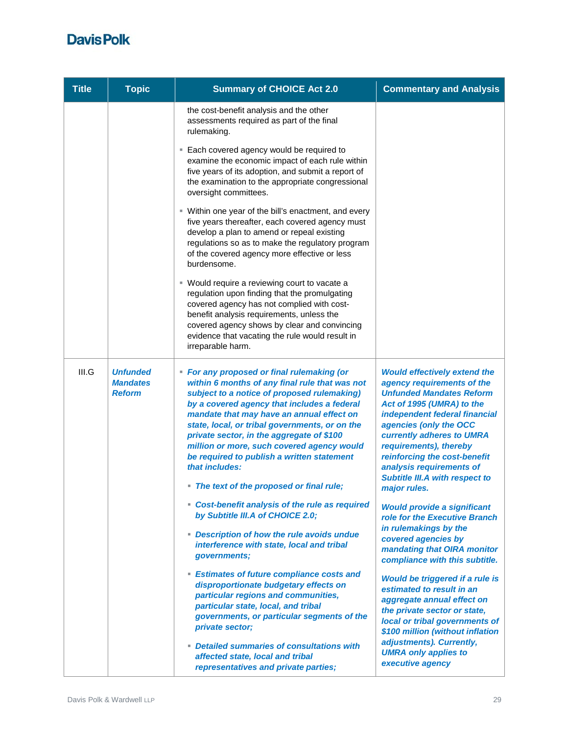| Title | Topic | Summary of CHOICE Act 2.0 | Commentary and Analysis |
|---|---|---|---|
| | | the cost-benefit analysis and the other assessments required as part of the final rulemaking.<br><br>▪ Each covered agency would be required to examine the economic impact of each rule within five years of its adoption, and submit a report of the examination to the appropriate congressional oversight committees.<br><br>▪ Within one year of the bill's enactment, and every five years thereafter, each covered agency must develop a plan to amend or repeal existing regulations so as to make the regulatory program of the covered agency more effective or less burdensome.<br><br>▪ Would require a reviewing court to vacate a regulation upon finding that the promulgating covered agency has not complied with cost-benefit analysis requirements, unless the covered agency shows by clear and convincing evidence that vacating the rule would result in irreparable harm. | |
| III.G | ***Unfunded Mandates Reform*** | ▪ ***For any proposed or final rulemaking (or within 6 months of any final rule that was not subject to a notice of proposed rulemaking) by a covered agency that includes a federal mandate that may have an annual effect on state, local, or tribal governments, or on the private sector, in the aggregate of $100 million or more, such covered agency would be required to publish a written statement that includes:***<br><br>▪ ***The text of the proposed or final rule;***<br><br>▪ ***Cost-benefit analysis of the rule as required by Subtitle III.A of CHOICE 2.0;***<br><br>▪ ***Description of how the rule avoids undue interference with state, local and tribal governments;***<br><br>▪ ***Estimates of future compliance costs and disproportionate budgetary effects on particular regions and communities, particular state, local, and tribal governments, or particular segments of the private sector;***<br><br>▪ ***Detailed summaries of consultations with affected state, local and tribal representatives and private parties;*** | ***Would effectively extend the agency requirements of the Unfunded Mandates Reform Act of 1995 (UMRA) to the independent federal financial agencies (only the OCC currently adheres to UMRA requirements), thereby reinforcing the cost-benefit analysis requirements of Subtitle III.A with respect to major rules.***<br><br>***Would provide a significant role for the Executive Branch in rulemakings by the covered agencies by mandating that OIRA monitor compliance with this subtitle.***<br><br>***Would be triggered if a rule is estimated to result in an aggregate annual effect on the private sector or state, local or tribal governments of $100 million (without inflation adjustments). Currently, UMRA only applies to executive agency*** |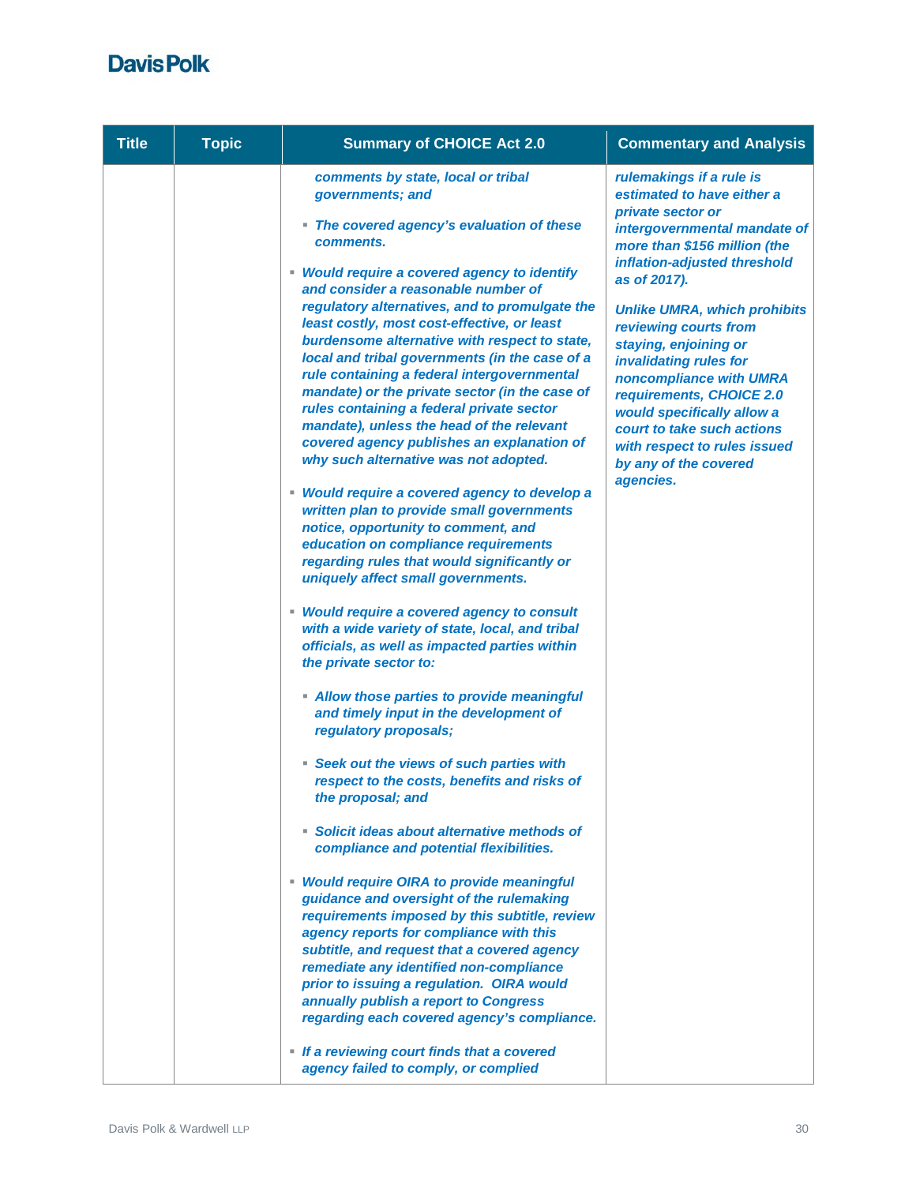| Title | Topic | Summary of CHOICE Act 2.0 | Commentary and Analysis |
|---|---|---|---|
| | | ▪ *comments by state, local or tribal governments; and*<br><br>▪ ***The covered agency's evaluation of these comments.***<br><br>▪ ***Would require a covered agency to identify and consider a reasonable number of regulatory alternatives, and to promulgate the least costly, most cost-effective, or least burdensome alternative with respect to state, local and tribal governments (in the case of a rule containing a federal intergovernmental mandate) or the private sector (in the case of rules containing a federal private sector mandate), unless the head of the relevant covered agency publishes an explanation of why such alternative was not adopted.***<br><br>▪ ***Would require a covered agency to develop a written plan to provide small governments notice, opportunity to comment, and education on compliance requirements regarding rules that would significantly or uniquely affect small governments.***<br><br>▪ ***Would require a covered agency to consult with a wide variety of state, local, and tribal officials, as well as impacted parties within the private sector to:***<br><br>▪ ***Allow those parties to provide meaningful and timely input in the development of regulatory proposals;***<br><br>▪ ***Seek out the views of such parties with respect to the costs, benefits and risks of the proposal; and***<br><br>▪ ***Solicit ideas about alternative methods of compliance and potential flexibilities.***<br><br>▪ ***Would require OIRA to provide meaningful guidance and oversight of the rulemaking requirements imposed by this subtitle, review agency reports for compliance with this subtitle, and request that a covered agency remediate any identified non-compliance prior to issuing a regulation. OIRA would annually publish a report to Congress regarding each covered agency's compliance.***<br><br>▪ ***If a reviewing court finds that a covered agency failed to comply, or complied*** | ***rulemakings if a rule is estimated to have either a private sector or intergovernmental mandate of more than $156 million (the inflation-adjusted threshold as of 2017).***<br><br>***Unlike UMRA, which prohibits reviewing courts from staying, enjoining or invalidating rules for noncompliance with UMRA requirements, CHOICE 2.0 would specifically allow a court to take such actions with respect to rules issued by any of the covered agencies.*** |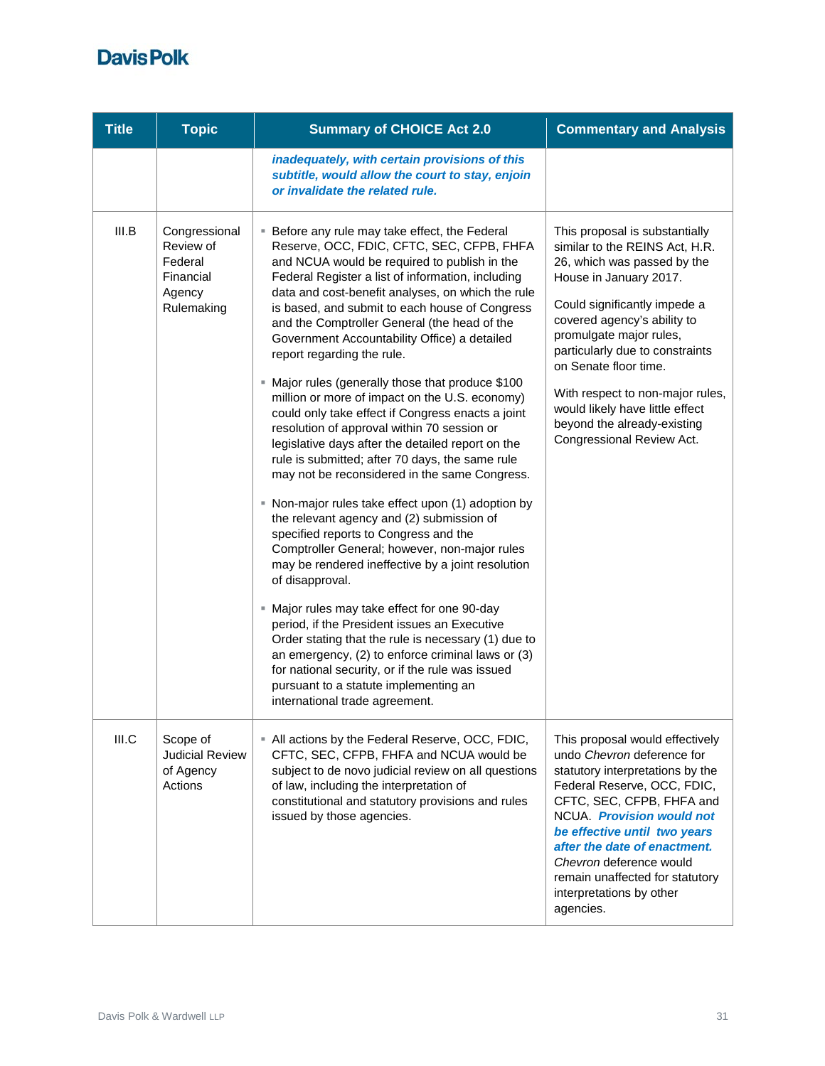| Title | Topic | Summary of CHOICE Act 2.0 | Commentary and Analysis |
|---|---|---|---|
| | | ***inadequately, with certain provisions of this subtitle, would allow the court to stay, enjoin or invalidate the related rule.*** | |
| III.B | Congressional Review of Federal Financial Agency Rulemaking | ▪ Before any rule may take effect, the Federal Reserve, OCC, FDIC, CFTC, SEC, CFPB, FHFA and NCUA would be required to publish in the Federal Register a list of information, including data and cost-benefit analyses, on which the rule is based, and submit to each house of Congress and the Comptroller General (the head of the Government Accountability Office) a detailed report regarding the rule.<br><br>▪ Major rules (generally those that produce $100 million or more of impact on the U.S. economy) could only take effect if Congress enacts a joint resolution of approval within 70 session or legislative days after the detailed report on the rule is submitted; after 70 days, the same rule may not be reconsidered in the same Congress.<br><br>▪ Non-major rules take effect upon (1) adoption by the relevant agency and (2) submission of specified reports to Congress and the Comptroller General; however, non-major rules may be rendered ineffective by a joint resolution of disapproval.<br><br>▪ Major rules may take effect for one 90-day period, if the President issues an Executive Order stating that the rule is necessary (1) due to an emergency, (2) to enforce criminal laws or (3) for national security, or if the rule was issued pursuant to a statute implementing an international trade agreement. | This proposal is substantially similar to the REINS Act, H.R. 26, which was passed by the House in January 2017.<br><br>Could significantly impede a covered agency's ability to promulgate major rules, particularly due to constraints on Senate floor time.<br><br>With respect to non-major rules, would likely have little effect beyond the already-existing Congressional Review Act. |
| III.C | Scope of Judicial Review of Agency Actions | ▪ All actions by the Federal Reserve, OCC, FDIC, CFTC, SEC, CFPB, FHFA and NCUA would be subject to de novo judicial review on all questions of law, including the interpretation of constitutional and statutory provisions and rules issued by those agencies. | This proposal would effectively undo *Chevron* deference for statutory interpretations by the Federal Reserve, OCC, FDIC, CFTC, SEC, CFPB, FHFA and NCUA. ***Provision would not be effective until two years after the date of enactment.*** *Chevron* deference would remain unaffected for statutory interpretations by other agencies. |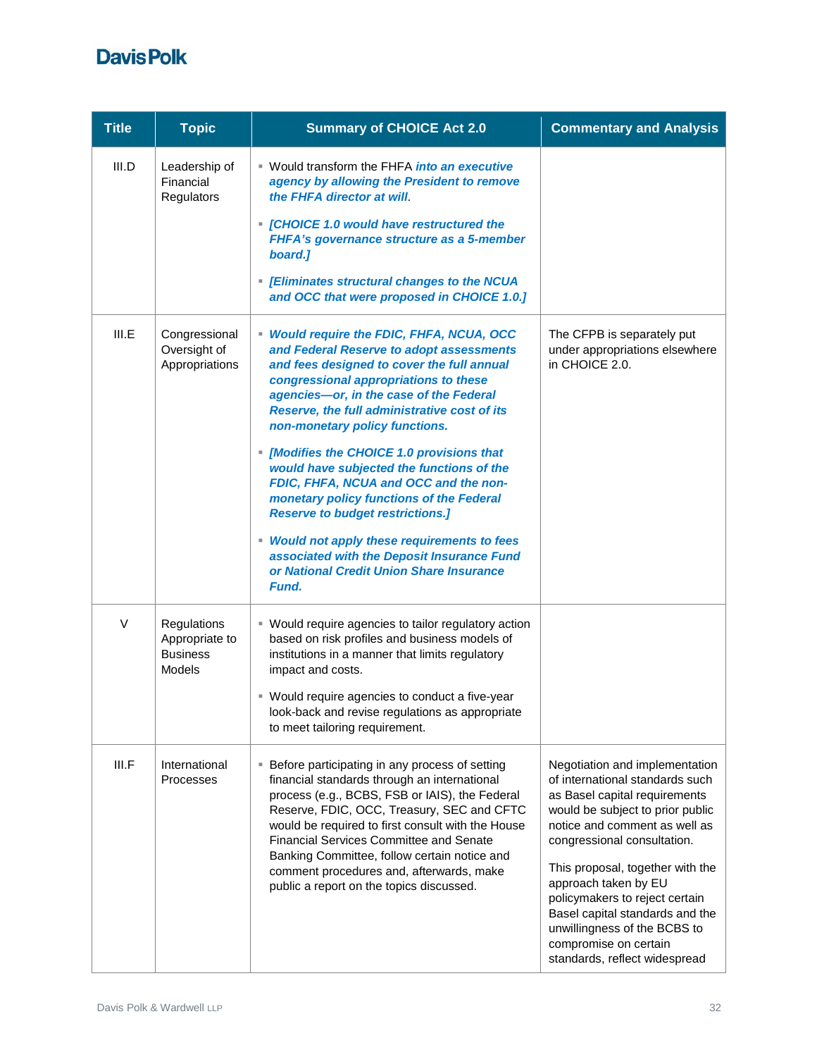| Title | Topic | Summary of CHOICE Act 2.0 | Commentary and Analysis |
|---|---|---|---|
| III.D | Leadership of Financial Regulators | ▪ Would transform the FHFA ***into an executive agency by allowing the President to remove the FHFA director at will***.<br><br>▪ ***[CHOICE 1.0 would have restructured the FHFA's governance structure as a 5-member board.]***<br><br>▪ ***[Eliminates structural changes to the NCUA and OCC that were proposed in CHOICE 1.0.]*** | |
| III.E | Congressional Oversight of Appropriations | ▪ ***Would require the FDIC, FHFA, NCUA, OCC and Federal Reserve to adopt assessments and fees designed to cover the full annual congressional appropriations to these agencies—or, in the case of the Federal Reserve, the full administrative cost of its non-monetary policy functions.***<br><br>▪ ***[Modifies the CHOICE 1.0 provisions that would have subjected the functions of the FDIC, FHFA, NCUA and OCC and the non-monetary policy functions of the Federal Reserve to budget restrictions.]***<br><br>▪ ***Would not apply these requirements to fees associated with the Deposit Insurance Fund or National Credit Union Share Insurance Fund.*** | The CFPB is separately put under appropriations elsewhere in CHOICE 2.0. |
| V | Regulations Appropriate to Business Models | ▪ Would require agencies to tailor regulatory action based on risk profiles and business models of institutions in a manner that limits regulatory impact and costs.<br><br>▪ Would require agencies to conduct a five-year look-back and revise regulations as appropriate to meet tailoring requirement. | |
| III.F | International Processes | ▪ Before participating in any process of setting financial standards through an international process (e.g., BCBS, FSB or IAIS), the Federal Reserve, FDIC, OCC, Treasury, SEC and CFTC would be required to first consult with the House Financial Services Committee and Senate Banking Committee, follow certain notice and comment procedures and, afterwards, make public a report on the topics discussed. | Negotiation and implementation of international standards such as Basel capital requirements would be subject to prior public notice and comment as well as congressional consultation.<br><br>This proposal, together with the approach taken by EU policymakers to reject certain Basel capital standards and the unwillingness of the BCBS to compromise on certain standards, reflect widespread |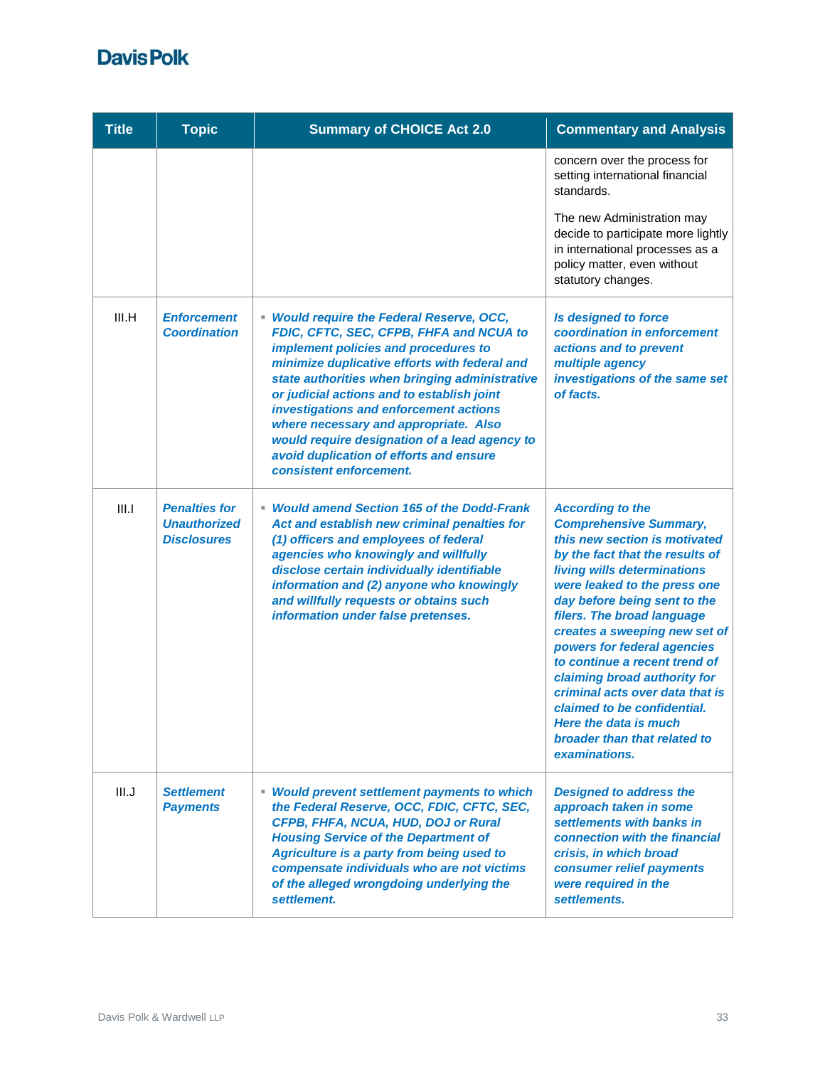| Title | Topic | Summary of CHOICE Act 2.0 | Commentary and Analysis |
| --- | --- | --- | --- |
| | | | concern over the process for setting international financial standards. The new Administration may decide to participate more lightly in international processes as a policy matter, even without statutory changes. |
| III.H | ***Enforcement Coordination*** | ▪ ***Would require the Federal Reserve, OCC, FDIC, CFTC, SEC, CFPB, FHFA and NCUA to implement policies and procedures to minimize duplicative efforts with federal and state authorities when bringing administrative or judicial actions and to establish joint investigations and enforcement actions where necessary and appropriate. Also would require designation of a lead agency to avoid duplication of efforts and ensure consistent enforcement.*** | ***Is designed to force coordination in enforcement actions and to prevent multiple agency investigations of the same set of facts.*** |
| III.I | ***Penalties for Unauthorized Disclosures*** | ▪ ***Would amend Section 165 of the Dodd-Frank Act and establish new criminal penalties for (1) officers and employees of federal agencies who knowingly and willfully disclose certain individually identifiable information and (2) anyone who knowingly and willfully requests or obtains such information under false pretenses.*** | ***According to the Comprehensive Summary, this new section is motivated by the fact that the results of living wills determinations were leaked to the press one day before being sent to the filers. The broad language creates a sweeping new set of powers for federal agencies to continue a recent trend of claiming broad authority for criminal acts over data that is claimed to be confidential. Here the data is much broader than that related to examinations.*** |
| III.J | ***Settlement Payments*** | ▪ ***Would prevent settlement payments to which the Federal Reserve, OCC, FDIC, CFTC, SEC, CFPB, FHFA, NCUA, HUD, DOJ or Rural Housing Service of the Department of Agriculture is a party from being used to compensate individuals who are not victims of the alleged wrongdoing underlying the settlement.*** | ***Designed to address the approach taken in some settlements with banks in connection with the financial crisis, in which broad consumer relief payments were required in the settlements.*** |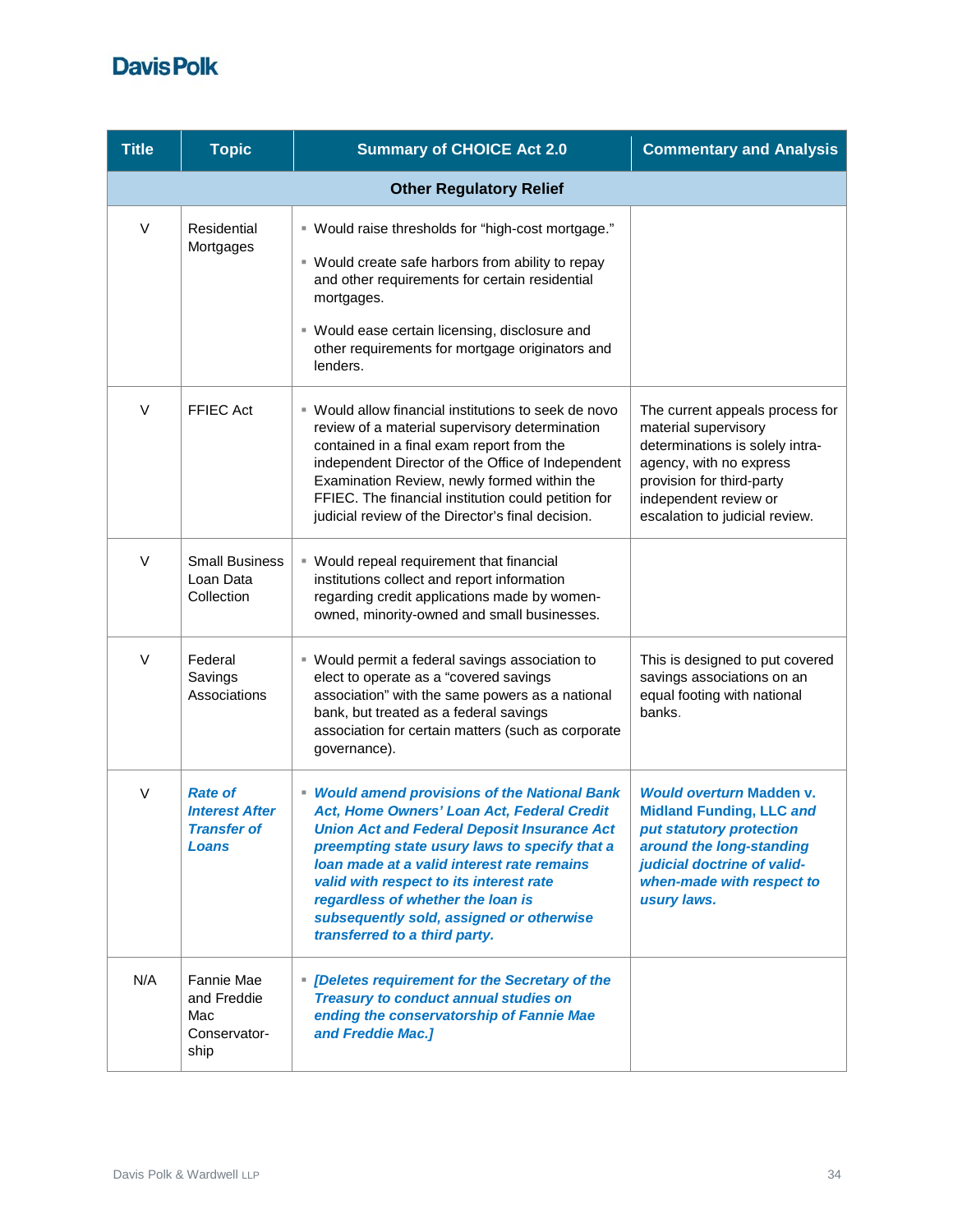| Title | Topic | Summary of CHOICE Act 2.0 | Commentary and Analysis |
|---|---|---|---|
| | | **Other Regulatory Relief** | |
| V | Residential Mortgages | ▪ Would raise thresholds for "high-cost mortgage."<br>▪ Would create safe harbors from ability to repay and other requirements for certain residential mortgages.<br>▪ Would ease certain licensing, disclosure and other requirements for mortgage originators and lenders. | |
| V | FFIEC Act | ▪ Would allow financial institutions to seek de novo review of a material supervisory determination contained in a final exam report from the independent Director of the Office of Independent Examination Review, newly formed within the FFIEC. The financial institution could petition for judicial review of the Director's final decision. | The current appeals process for material supervisory determinations is solely intra-agency, with no express provision for third-party independent review or escalation to judicial review. |
| V | Small Business Loan Data Collection | ▪ Would repeal requirement that financial institutions collect and report information regarding credit applications made by women-owned, minority-owned and small businesses. | |
| V | Federal Savings Associations | ▪ Would permit a federal savings association to elect to operate as a "covered savings association" with the same powers as a national bank, but treated as a federal savings association for certain matters (such as corporate governance). | This is designed to put covered savings associations on an equal footing with national banks. |
| V | ***Rate of Interest After Transfer of Loans*** | ▪ ***Would amend provisions of the National Bank Act, Home Owners' Loan Act, Federal Credit Union Act and Federal Deposit Insurance Act preempting state usury laws to specify that a loan made at a valid interest rate remains valid with respect to its interest rate regardless of whether the loan is subsequently sold, assigned or otherwise transferred to a third party.*** | ***Would overturn* Madden v. Midland Funding, LLC *and put statutory protection around the long-standing judicial doctrine of valid-when-made with respect to usury laws.*** |
| N/A | Fannie Mae and Freddie Mac Conservator-ship | ▪ ***[Deletes requirement for the Secretary of the Treasury to conduct annual studies on ending the conservatorship of Fannie Mae and Freddie Mac.]*** | |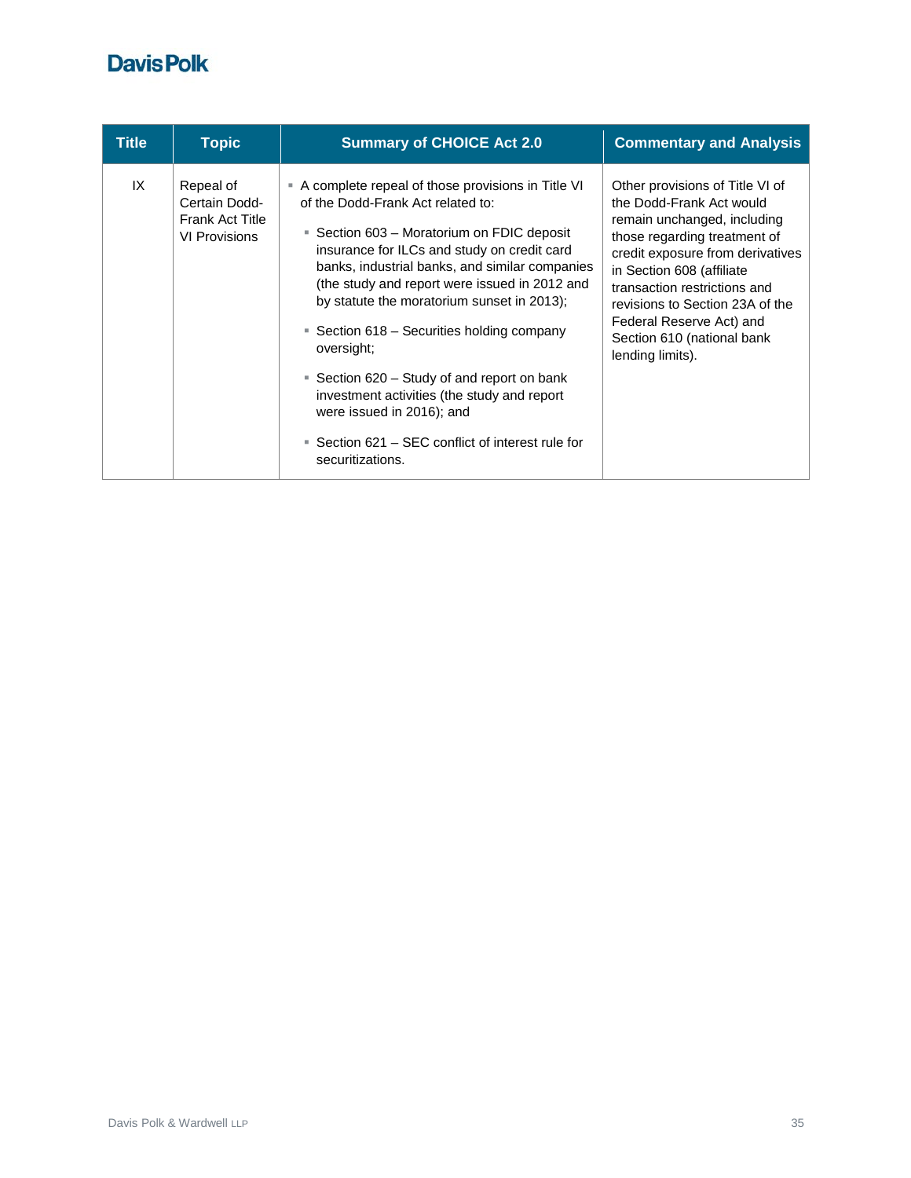| Title | Topic | Summary of CHOICE Act 2.0 | Commentary and Analysis |
|---|---|---|---|
| IX | Repeal of Certain Dodd-Frank Act Title VI Provisions | ▪ A complete repeal of those provisions in Title VI of the Dodd-Frank Act related to:<br>▪ Section 603 – Moratorium on FDIC deposit insurance for ILCs and study on credit card banks, industrial banks, and similar companies (the study and report were issued in 2012 and by statute the moratorium sunset in 2013);<br>▪ Section 618 – Securities holding company oversight;<br>▪ Section 620 – Study of and report on bank investment activities (the study and report were issued in 2016); and<br>▪ Section 621 – SEC conflict of interest rule for securitizations. | Other provisions of Title VI of the Dodd-Frank Act would remain unchanged, including those regarding treatment of credit exposure from derivatives in Section 608 (affiliate transaction restrictions and revisions to Section 23A of the Federal Reserve Act) and Section 610 (national bank lending limits). |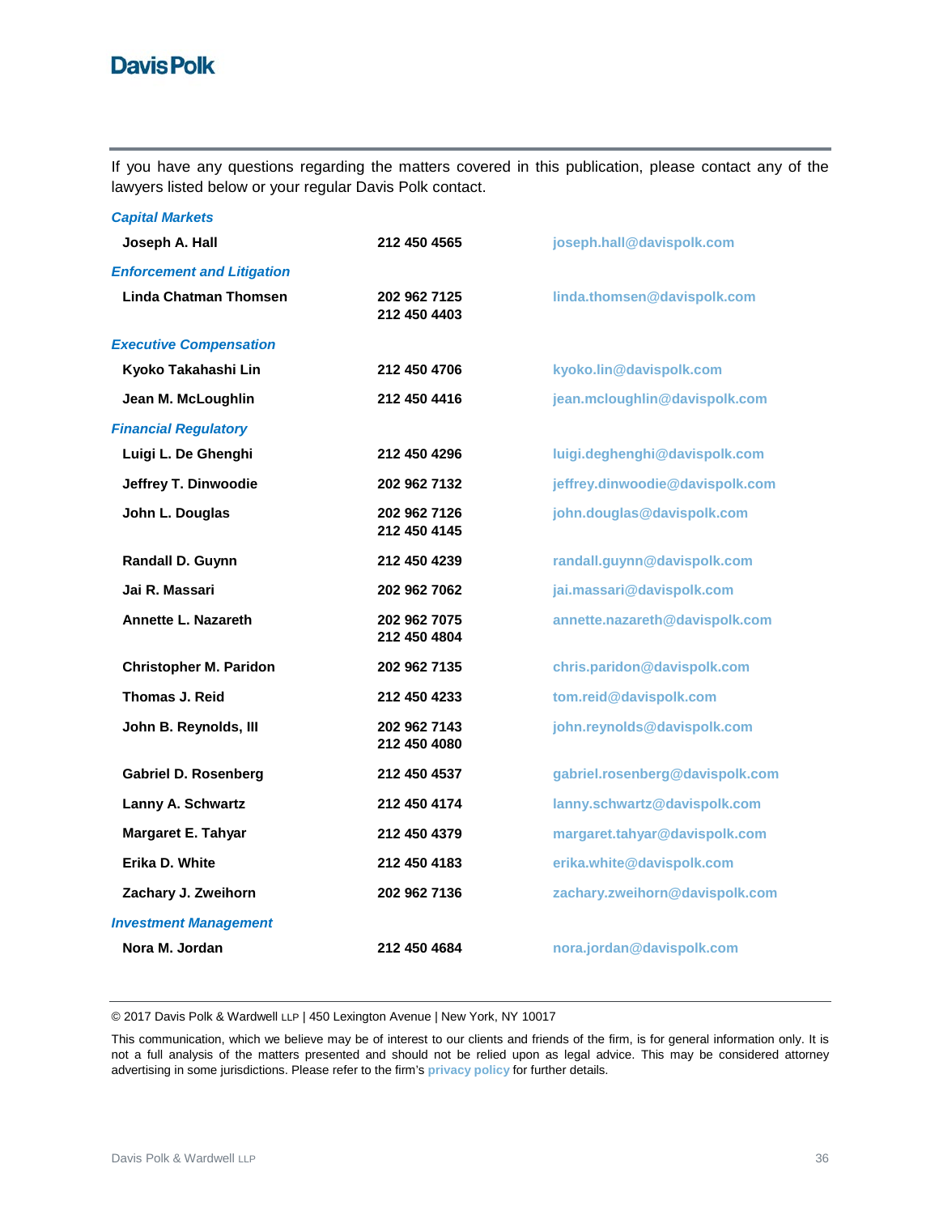If you have any questions regarding the matters covered in this publication, please contact any of the lawyers listed below or your regular Davis Polk contact.

| | | |
|---|---|---|
| ***Capital Markets*** | | |
| **Joseph A. Hall** | **212 450 4565** | **joseph.hall@davispolk.com** |
| ***Enforcement and Litigation*** | | |
| **Linda Chatman Thomsen** | **202 962 7125**<br>**212 450 4403** | **linda.thomsen@davispolk.com** |
| ***Executive Compensation*** | | |
| **Kyoko Takahashi Lin** | **212 450 4706** | **kyoko.lin@davispolk.com** |
| **Jean M. McLoughlin** | **212 450 4416** | **jean.mcloughlin@davispolk.com** |
| ***Financial Regulatory*** | | |
| **Luigi L. De Ghenghi** | **212 450 4296** | **luigi.deghenghi@davispolk.com** |
| **Jeffrey T. Dinwoodie** | **202 962 7132** | **jeffrey.dinwoodie@davispolk.com** |
| **John L. Douglas** | **202 962 7126**<br>**212 450 4145** | **john.douglas@davispolk.com** |
| **Randall D. Guynn** | **212 450 4239** | **randall.guynn@davispolk.com** |
| **Jai R. Massari** | **202 962 7062** | **jai.massari@davispolk.com** |
| **Annette L. Nazareth** | **202 962 7075**<br>**212 450 4804** | **annette.nazareth@davispolk.com** |
| **Christopher M. Paridon** | **202 962 7135** | **chris.paridon@davispolk.com** |
| **Thomas J. Reid** | **212 450 4233** | **tom.reid@davispolk.com** |
| **John B. Reynolds, III** | **202 962 7143**<br>**212 450 4080** | **john.reynolds@davispolk.com** |
| **Gabriel D. Rosenberg** | **212 450 4537** | **gabriel.rosenberg@davispolk.com** |
| **Lanny A. Schwartz** | **212 450 4174** | **lanny.schwartz@davispolk.com** |
| **Margaret E. Tahyar** | **212 450 4379** | **margaret.tahyar@davispolk.com** |
| **Erika D. White** | **212 450 4183** | **erika.white@davispolk.com** |
| **Zachary J. Zweihorn** | **202 962 7136** | **zachary.zweihorn@davispolk.com** |
| ***Investment Management*** | | |
| **Nora M. Jordan** | **212 450 4684** | **nora.jordan@davispolk.com** |

© 2017 Davis Polk & Wardwell LLP | 450 Lexington Avenue | New York, NY 10017

This communication, which we believe may be of interest to our clients and friends of the firm, is for general information only. It is not a full analysis of the matters presented and should not be relied upon as legal advice. This may be considered attorney advertising in some jurisdictions. Please refer to the firm's **privacy policy** for further details.